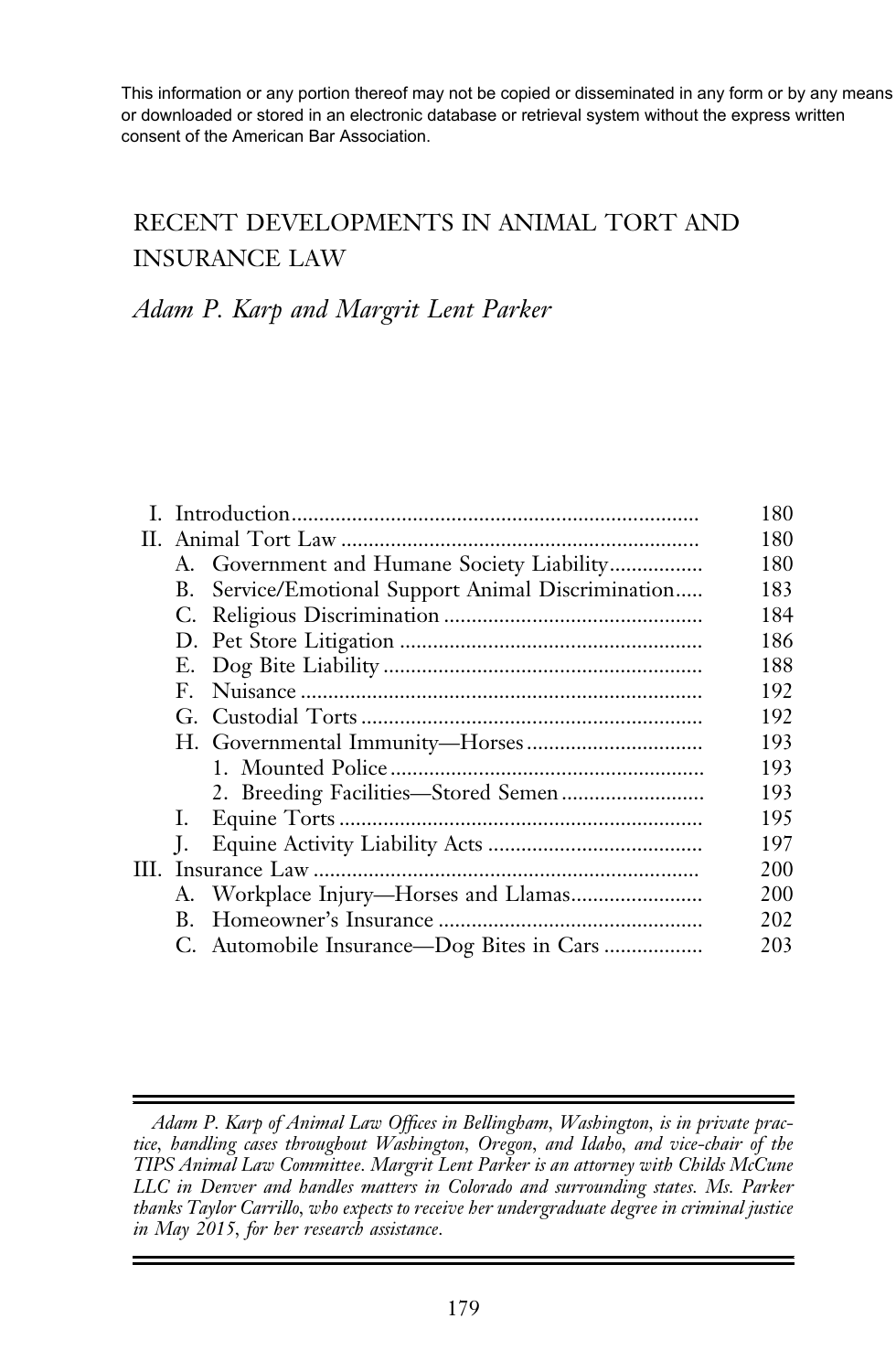This information or any portion thereof may not be copied or disseminated in any form or by any means or downloaded or stored in an electronic database or retrieval system without the express written consent of the American Bar Association.

# RECENT DEVELOPMENTS IN ANIMAL TORT AND INSURANCE LAW

*Adam P. Karp and Margrit Lent Parker*

| | |
|---|---|
| I. Introduction | 180 |
| II. Animal Tort Law | 180 |
| A. Government and Humane Society Liability | 180 |
| B. Service/Emotional Support Animal Discrimination | 183 |
| C. Religious Discrimination | 184 |
| D. Pet Store Litigation | 186 |
| E. Dog Bite Liability | 188 |
| F. Nuisance | 192 |
| G. Custodial Torts | 192 |
| H. Governmental Immunity—Horses | 193 |
| 1. Mounted Police | 193 |
| 2. Breeding Facilities—Stored Semen | 193 |
| I. Equine Torts | 195 |
| J. Equine Activity Liability Acts | 197 |
| III. Insurance Law | 200 |
| A. Workplace Injury—Horses and Llamas | 200 |
| B. Homeowner's Insurance | 202 |
| C. Automobile Insurance—Dog Bites in Cars | 203 |

*Adam P. Karp of Animal Law Offices in Bellingham, Washington, is in private practice, handling cases throughout Washington, Oregon, and Idaho, and vice-chair of the TIPS Animal Law Committee. Margrit Lent Parker is an attorney with Childs McCune LLC in Denver and handles matters in Colorado and surrounding states. Ms. Parker thanks Taylor Carrillo, who expects to receive her undergraduate degree in criminal justice in May 2015, for her research assistance.*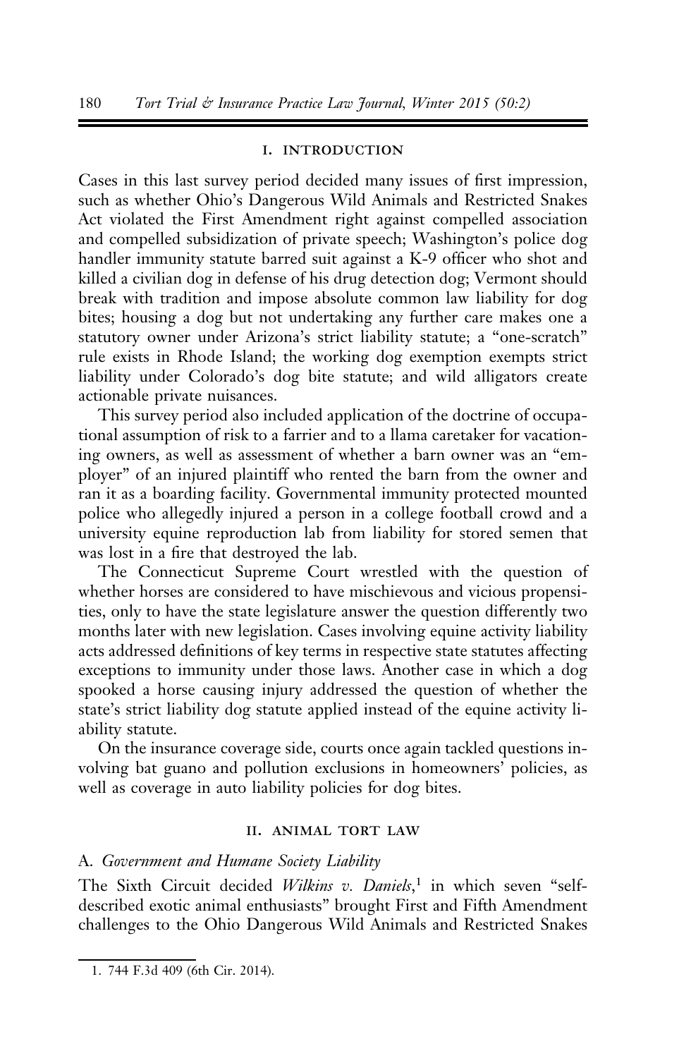## I. INTRODUCTION

Cases in this last survey period decided many issues of first impression, such as whether Ohio's Dangerous Wild Animals and Restricted Snakes Act violated the First Amendment right against compelled association and compelled subsidization of private speech; Washington's police dog handler immunity statute barred suit against a K-9 officer who shot and killed a civilian dog in defense of his drug detection dog; Vermont should break with tradition and impose absolute common law liability for dog bites; housing a dog but not undertaking any further care makes one a statutory owner under Arizona's strict liability statute; a "one-scratch" rule exists in Rhode Island; the working dog exemption exempts strict liability under Colorado's dog bite statute; and wild alligators create actionable private nuisances.

This survey period also included application of the doctrine of occupational assumption of risk to a farrier and to a llama caretaker for vacationing owners, as well as assessment of whether a barn owner was an "employer" of an injured plaintiff who rented the barn from the owner and ran it as a boarding facility. Governmental immunity protected mounted police who allegedly injured a person in a college football crowd and a university equine reproduction lab from liability for stored semen that was lost in a fire that destroyed the lab.

The Connecticut Supreme Court wrestled with the question of whether horses are considered to have mischievous and vicious propensities, only to have the state legislature answer the question differently two months later with new legislation. Cases involving equine activity liability acts addressed definitions of key terms in respective state statutes affecting exceptions to immunity under those laws. Another case in which a dog spooked a horse causing injury addressed the question of whether the state's strict liability dog statute applied instead of the equine activity liability statute.

On the insurance coverage side, courts once again tackled questions involving bat guano and pollution exclusions in homeowners' policies, as well as coverage in auto liability policies for dog bites.

## II. ANIMAL TORT LAW

### A. *Government and Humane Society Liability*

The Sixth Circuit decided *Wilkins v. Daniels*,[1] in which seven "self-described exotic animal enthusiasts" brought First and Fifth Amendment challenges to the Ohio Dangerous Wild Animals and Restricted Snakes

1. 744 F.3d 409 (6th Cir. 2014).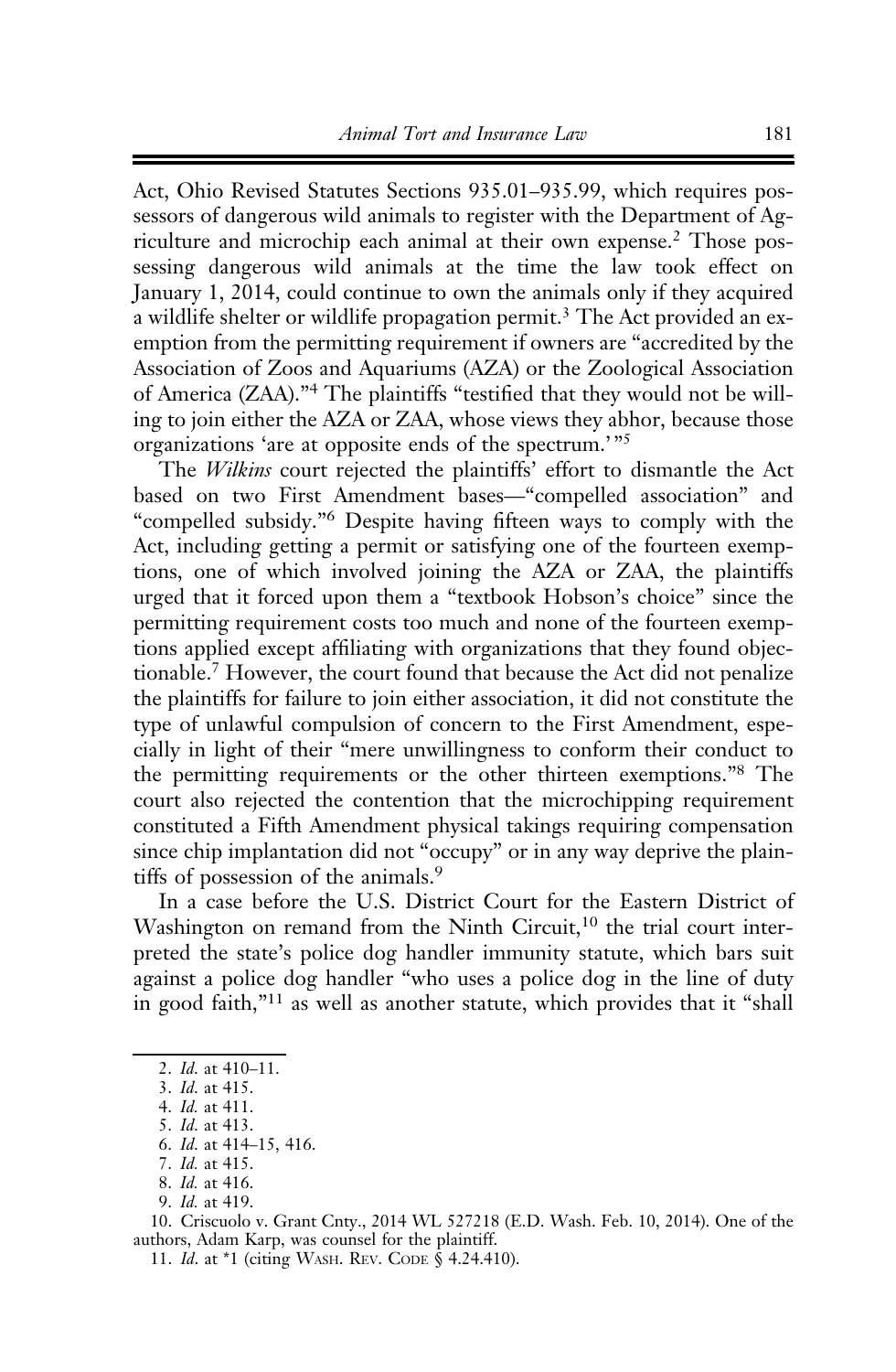Act, Ohio Revised Statutes Sections 935.01–935.99, which requires possessors of dangerous wild animals to register with the Department of Agriculture and microchip each animal at their own expense.[2] Those possessing dangerous wild animals at the time the law took effect on January 1, 2014, could continue to own the animals only if they acquired a wildlife shelter or wildlife propagation permit.[3] The Act provided an exemption from the permitting requirement if owners are "accredited by the Association of Zoos and Aquariums (AZA) or the Zoological Association of America (ZAA)."[4] The plaintiffs "testified that they would not be willing to join either the AZA or ZAA, whose views they abhor, because those organizations 'are at opposite ends of the spectrum.'"[5]

The *Wilkins* court rejected the plaintiffs' effort to dismantle the Act based on two First Amendment bases—"compelled association" and "compelled subsidy."[6] Despite having fifteen ways to comply with the Act, including getting a permit or satisfying one of the fourteen exemptions, one of which involved joining the AZA or ZAA, the plaintiffs urged that it forced upon them a "textbook Hobson's choice" since the permitting requirement costs too much and none of the fourteen exemptions applied except affiliating with organizations that they found objectionable.[7] However, the court found that because the Act did not penalize the plaintiffs for failure to join either association, it did not constitute the type of unlawful compulsion of concern to the First Amendment, especially in light of their "mere unwillingness to conform their conduct to the permitting requirements or the other thirteen exemptions."[8] The court also rejected the contention that the microchipping requirement constituted a Fifth Amendment physical takings requiring compensation since chip implantation did not "occupy" or in any way deprive the plaintiffs of possession of the animals.[9]

In a case before the U.S. District Court for the Eastern District of Washington on remand from the Ninth Circuit,[10] the trial court interpreted the state's police dog handler immunity statute, which bars suit against a police dog handler "who uses a police dog in the line of duty in good faith,"[11] as well as another statute, which provides that it "shall

2. *Id.* at 410–11.
3. *Id.* at 415.
4. *Id.* at 411.
5. *Id.* at 413.
6. *Id.* at 414–15, 416.
7. *Id.* at 415.
8. *Id.* at 416.
9. *Id.* at 419.
10. Criscuolo v. Grant Cnty., 2014 WL 527218 (E.D. Wash. Feb. 10, 2014). One of the authors, Adam Karp, was counsel for the plaintiff.
11. *Id.* at *1 (citing WASH. REV. CODE § 4.24.410).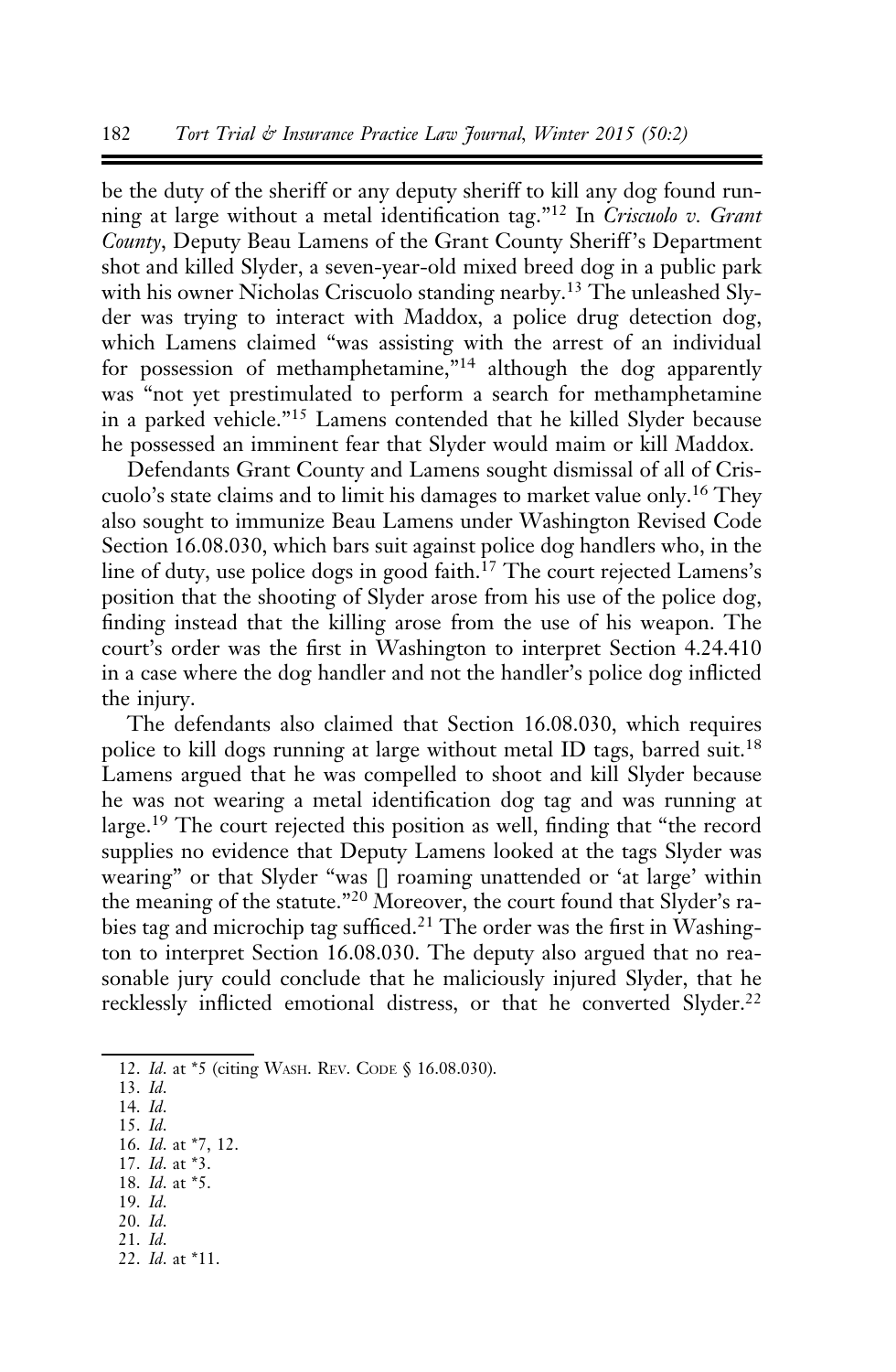be the duty of the sheriff or any deputy sheriff to kill any dog found running at large without a metal identification tag."[12] In *Criscuolo v. Grant County*, Deputy Beau Lamens of the Grant County Sheriff's Department shot and killed Slyder, a seven-year-old mixed breed dog in a public park with his owner Nicholas Criscuolo standing nearby.[13] The unleashed Slyder was trying to interact with Maddox, a police drug detection dog, which Lamens claimed "was assisting with the arrest of an individual for possession of methamphetamine,"[14] although the dog apparently was "not yet prestimulated to perform a search for methamphetamine in a parked vehicle."[15] Lamens contended that he killed Slyder because he possessed an imminent fear that Slyder would maim or kill Maddox.

Defendants Grant County and Lamens sought dismissal of all of Criscuolo's state claims and to limit his damages to market value only.[16] They also sought to immunize Beau Lamens under Washington Revised Code Section 16.08.030, which bars suit against police dog handlers who, in the line of duty, use police dogs in good faith.[17] The court rejected Lamens's position that the shooting of Slyder arose from his use of the police dog, finding instead that the killing arose from the use of his weapon. The court's order was the first in Washington to interpret Section 4.24.410 in a case where the dog handler and not the handler's police dog inflicted the injury.

The defendants also claimed that Section 16.08.030, which requires police to kill dogs running at large without metal ID tags, barred suit.[18] Lamens argued that he was compelled to shoot and kill Slyder because he was not wearing a metal identification dog tag and was running at large.[19] The court rejected this position as well, finding that "the record supplies no evidence that Deputy Lamens looked at the tags Slyder was wearing" or that Slyder "was [] roaming unattended or 'at large' within the meaning of the statute."[20] Moreover, the court found that Slyder's rabies tag and microchip tag sufficed.[21] The order was the first in Washington to interpret Section 16.08.030. The deputy also argued that no reasonable jury could conclude that he maliciously injured Slyder, that he recklessly inflicted emotional distress, or that he converted Slyder.[22]

12. *Id.* at *5 (citing WASH. REV. CODE § 16.08.030).
13. *Id.*
14. *Id.*
15. *Id.*
16. *Id.* at *7, 12.
17. *Id.* at *3.
18. *Id.* at *5.
19. *Id.*
20. *Id.*
21. *Id.*
22. *Id.* at *11.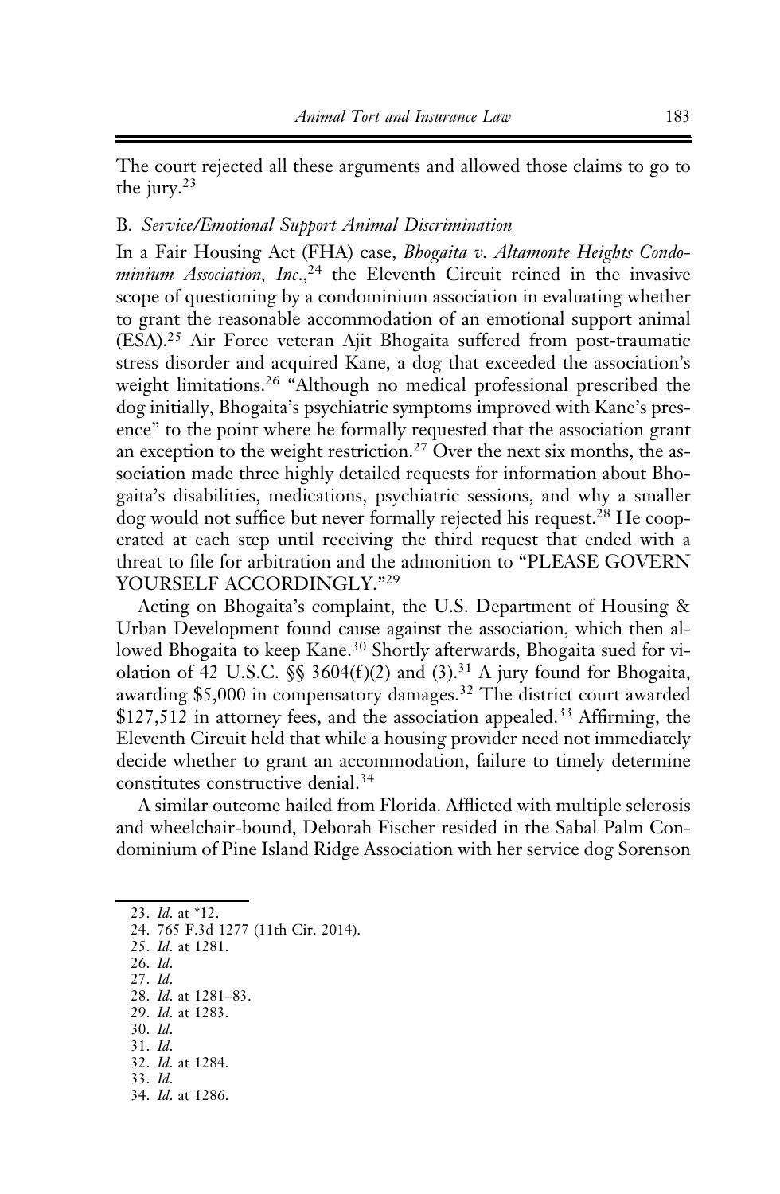The court rejected all these arguments and allowed those claims to go to the jury.[23]

### B. *Service/Emotional Support Animal Discrimination*

In a Fair Housing Act (FHA) case, *Bhogaita v. Altamonte Heights Condominium Association, Inc.*,[24] the Eleventh Circuit reined in the invasive scope of questioning by a condominium association in evaluating whether to grant the reasonable accommodation of an emotional support animal (ESA).[25] Air Force veteran Ajit Bhogaita suffered from post-traumatic stress disorder and acquired Kane, a dog that exceeded the association's weight limitations.[26] "Although no medical professional prescribed the dog initially, Bhogaita's psychiatric symptoms improved with Kane's presence" to the point where he formally requested that the association grant an exception to the weight restriction.[27] Over the next six months, the association made three highly detailed requests for information about Bhogaita's disabilities, medications, psychiatric sessions, and why a smaller dog would not suffice but never formally rejected his request.[28] He cooperated at each step until receiving the third request that ended with a threat to file for arbitration and the admonition to "PLEASE GOVERN YOURSELF ACCORDINGLY."[29]

Acting on Bhogaita's complaint, the U.S. Department of Housing & Urban Development found cause against the association, which then allowed Bhogaita to keep Kane.[30] Shortly afterwards, Bhogaita sued for violation of 42 U.S.C. §§ 3604(f)(2) and (3).[31] A jury found for Bhogaita, awarding $5,000 in compensatory damages.[32] The district court awarded $127,512 in attorney fees, and the association appealed.[33] Affirming, the Eleventh Circuit held that while a housing provider need not immediately decide whether to grant an accommodation, failure to timely determine constitutes constructive denial.[34]

A similar outcome hailed from Florida. Afflicted with multiple sclerosis and wheelchair-bound, Deborah Fischer resided in the Sabal Palm Condominium of Pine Island Ridge Association with her service dog Sorenson

---

23. *Id.* at *12.
24. 765 F.3d 1277 (11th Cir. 2014).
25. *Id.* at 1281.
26. *Id.*
27. *Id.*
28. *Id.* at 1281–83.
29. *Id.* at 1283.
30. *Id.*
31. *Id.*
32. *Id.* at 1284.
33. *Id.*
34. *Id.* at 1286.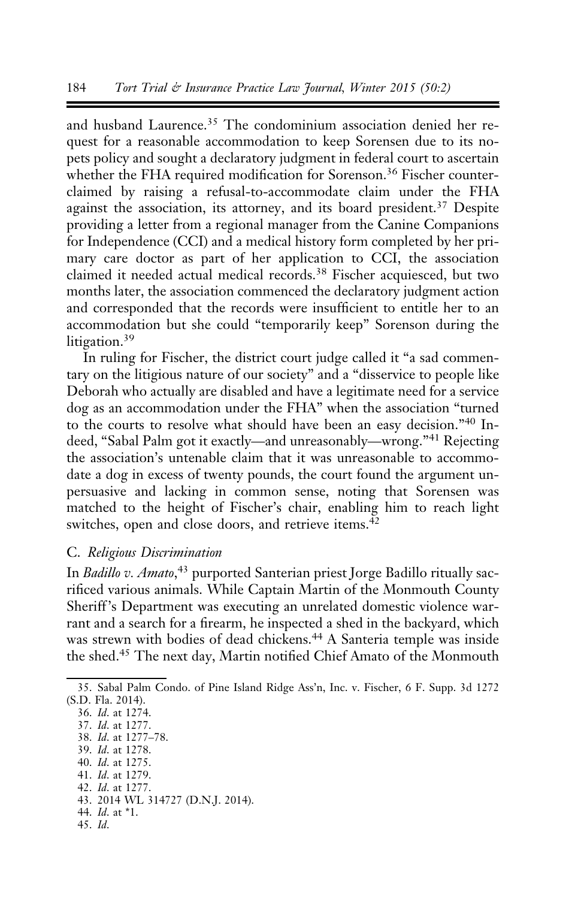and husband Laurence.[35] The condominium association denied her request for a reasonable accommodation to keep Sorensen due to its no-pets policy and sought a declaratory judgment in federal court to ascertain whether the FHA required modification for Sorenson.[36] Fischer counterclaimed by raising a refusal-to-accommodate claim under the FHA against the association, its attorney, and its board president.[37] Despite providing a letter from a regional manager from the Canine Companions for Independence (CCI) and a medical history form completed by her primary care doctor as part of her application to CCI, the association claimed it needed actual medical records.[38] Fischer acquiesced, but two months later, the association commenced the declaratory judgment action and corresponded that the records were insufficient to entitle her to an accommodation but she could "temporarily keep" Sorenson during the litigation.[39]

In ruling for Fischer, the district court judge called it "a sad commentary on the litigious nature of our society" and a "disservice to people like Deborah who actually are disabled and have a legitimate need for a service dog as an accommodation under the FHA" when the association "turned to the courts to resolve what should have been an easy decision."[40] Indeed, "Sabal Palm got it exactly—and unreasonably—wrong."[41] Rejecting the association's untenable claim that it was unreasonable to accommodate a dog in excess of twenty pounds, the court found the argument unpersuasive and lacking in common sense, noting that Sorensen was matched to the height of Fischer's chair, enabling him to reach light switches, open and close doors, and retrieve items.[42]

### C. *Religious Discrimination*

In *Badillo v. Amato*,[43] purported Santerian priest Jorge Badillo ritually sacrificed various animals. While Captain Martin of the Monmouth County Sheriff's Department was executing an unrelated domestic violence warrant and a search for a firearm, he inspected a shed in the backyard, which was strewn with bodies of dead chickens.[44] A Santeria temple was inside the shed.[45] The next day, Martin notified Chief Amato of the Monmouth

---

35. Sabal Palm Condo. of Pine Island Ridge Ass'n, Inc. v. Fischer, 6 F. Supp. 3d 1272 (S.D. Fla. 2014).
36. *Id.* at 1274.
37. *Id.* at 1277.
38. *Id.* at 1277–78.
39. *Id.* at 1278.
40. *Id.* at 1275.
41. *Id.* at 1279.
42. *Id.* at 1277.
43. 2014 WL 314727 (D.N.J. 2014).
44. *Id.* at *1.
45. *Id.*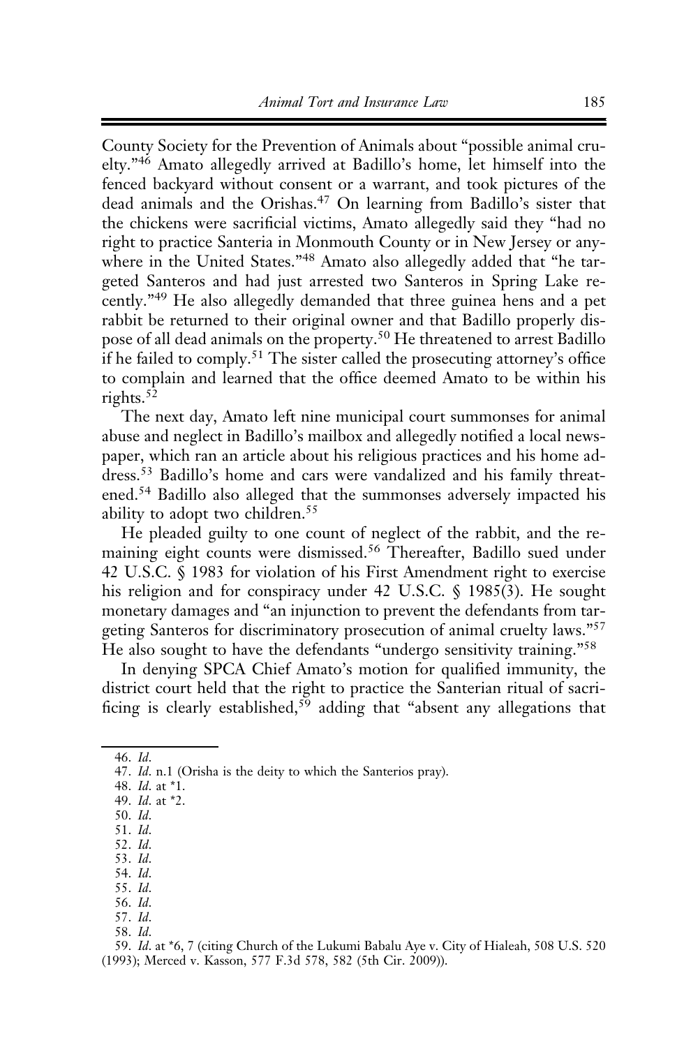County Society for the Prevention of Animals about "possible animal cruelty."[46] Amato allegedly arrived at Badillo's home, let himself into the fenced backyard without consent or a warrant, and took pictures of the dead animals and the Orishas.[47] On learning from Badillo's sister that the chickens were sacrificial victims, Amato allegedly said they "had no right to practice Santeria in Monmouth County or in New Jersey or anywhere in the United States."[48] Amato also allegedly added that "he targeted Santeros and had just arrested two Santeros in Spring Lake recently."[49] He also allegedly demanded that three guinea hens and a pet rabbit be returned to their original owner and that Badillo properly dispose of all dead animals on the property.[50] He threatened to arrest Badillo if he failed to comply.[51] The sister called the prosecuting attorney's office to complain and learned that the office deemed Amato to be within his rights.[52]

The next day, Amato left nine municipal court summonses for animal abuse and neglect in Badillo's mailbox and allegedly notified a local newspaper, which ran an article about his religious practices and his home address.[53] Badillo's home and cars were vandalized and his family threatened.[54] Badillo also alleged that the summonses adversely impacted his ability to adopt two children.[55]

He pleaded guilty to one count of neglect of the rabbit, and the remaining eight counts were dismissed.[56] Thereafter, Badillo sued under 42 U.S.C. § 1983 for violation of his First Amendment right to exercise his religion and for conspiracy under 42 U.S.C. § 1985(3). He sought monetary damages and "an injunction to prevent the defendants from targeting Santeros for discriminatory prosecution of animal cruelty laws."[57] He also sought to have the defendants "undergo sensitivity training."[58]

In denying SPCA Chief Amato's motion for qualified immunity, the district court held that the right to practice the Santerian ritual of sacrificing is clearly established,[59] adding that "absent any allegations that

---

46. *Id.*

47. *Id.* n.1 (Orisha is the deity to which the Santerios pray).

48. *Id.* at *1.

49. *Id.* at *2.

50. *Id.*

51. *Id.*

52. *Id.*

53. *Id.*

54. *Id.*

55. *Id.*

56. *Id.*

57. *Id.*

58. *Id.*

59. *Id.* at *6, 7 (citing Church of the Lukumi Babalu Aye v. City of Hialeah, 508 U.S. 520 (1993); Merced v. Kasson, 577 F.3d 578, 582 (5th Cir. 2009)).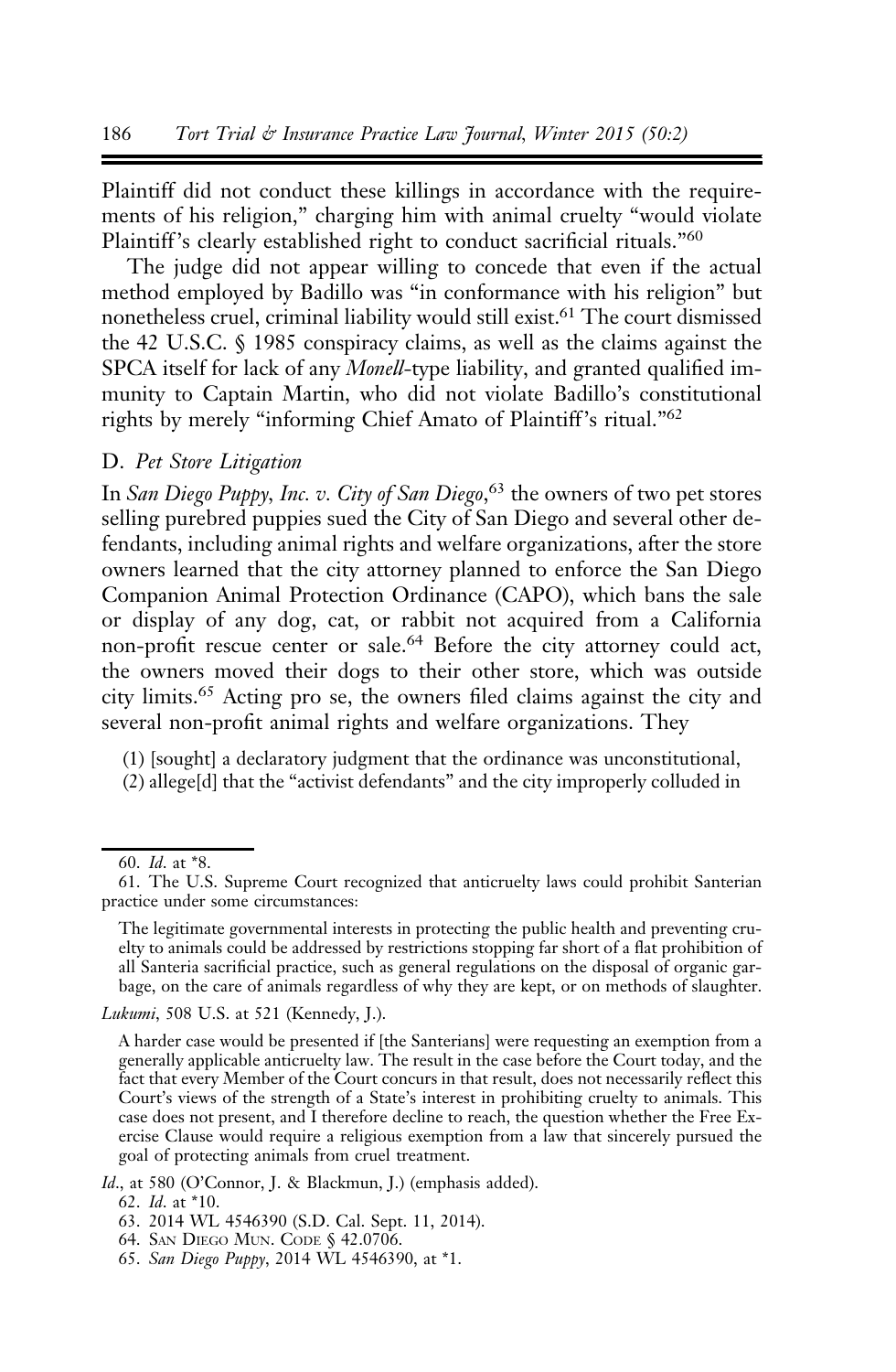Plaintiff did not conduct these killings in accordance with the requirements of his religion," charging him with animal cruelty "would violate Plaintiff's clearly established right to conduct sacrificial rituals."[60]

The judge did not appear willing to concede that even if the actual method employed by Badillo was "in conformance with his religion" but nonetheless cruel, criminal liability would still exist.[61] The court dismissed the 42 U.S.C. § 1985 conspiracy claims, as well as the claims against the SPCA itself for lack of any *Monell*-type liability, and granted qualified immunity to Captain Martin, who did not violate Badillo's constitutional rights by merely "informing Chief Amato of Plaintiff's ritual."[62]

### D. *Pet Store Litigation*

In *San Diego Puppy, Inc. v. City of San Diego*,[63] the owners of two pet stores selling purebred puppies sued the City of San Diego and several other defendants, including animal rights and welfare organizations, after the store owners learned that the city attorney planned to enforce the San Diego Companion Animal Protection Ordinance (CAPO), which bans the sale or display of any dog, cat, or rabbit not acquired from a California non-profit rescue center or sale.[64] Before the city attorney could act, the owners moved their dogs to their other store, which was outside city limits.[65] Acting pro se, the owners filed claims against the city and several non-profit animal rights and welfare organizations. They

(1) [sought] a declaratory judgment that the ordinance was unconstitutional,
(2) allege[d] that the "activist defendants" and the city improperly colluded in

---

60. *Id.* at \*8.

61. The U.S. Supreme Court recognized that anticruelty laws could prohibit Santerian practice under some circumstances:

> The legitimate governmental interests in protecting the public health and preventing cruelty to animals could be addressed by restrictions stopping far short of a flat prohibition of all Santeria sacrificial practice, such as general regulations on the disposal of organic garbage, on the care of animals regardless of why they are kept, or on methods of slaughter.

*Lukumi*, 508 U.S. at 521 (Kennedy, J.).

> A harder case would be presented if [the Santerians] were requesting an exemption from a generally applicable anticruelty law. The result in the case before the Court today, and the fact that every Member of the Court concurs in that result, does not necessarily reflect this Court's views of the strength of a State's interest in prohibiting cruelty to animals. This case does not present, and I therefore decline to reach, the question whether the Free Exercise Clause would require a religious exemption from a law that sincerely pursued the goal of protecting animals from cruel treatment.

*Id.*, at 580 (O'Connor, J. & Blackmun, J.) (emphasis added).

62. *Id.* at \*10.

63. 2014 WL 4546390 (S.D. Cal. Sept. 11, 2014).

64. San Diego Mun. Code § 42.0706.

65. *San Diego Puppy*, 2014 WL 4546390, at \*1.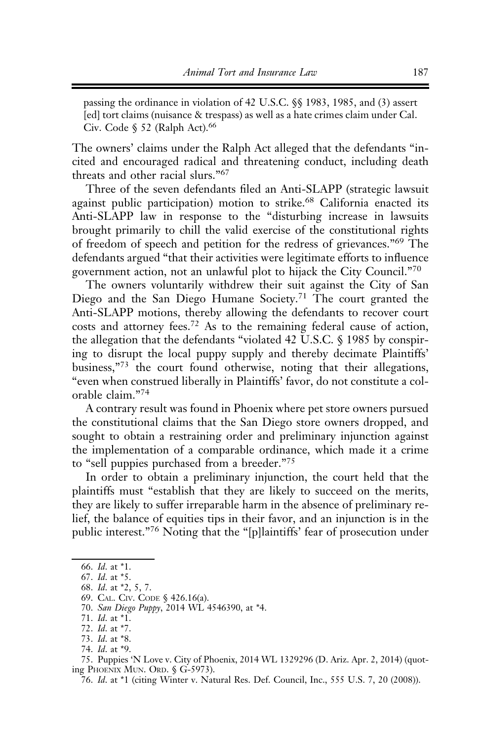passing the ordinance in violation of 42 U.S.C. §§ 1983, 1985, and (3) assert [ed] tort claims (nuisance & trespass) as well as a hate crimes claim under Cal. Civ. Code § 52 (Ralph Act).[66]

The owners' claims under the Ralph Act alleged that the defendants "incited and encouraged radical and threatening conduct, including death threats and other racial slurs."[67]

Three of the seven defendants filed an Anti-SLAPP (strategic lawsuit against public participation) motion to strike.[68] California enacted its Anti-SLAPP law in response to the "disturbing increase in lawsuits brought primarily to chill the valid exercise of the constitutional rights of freedom of speech and petition for the redress of grievances."[69] The defendants argued "that their activities were legitimate efforts to influence government action, not an unlawful plot to hijack the City Council."[70]

The owners voluntarily withdrew their suit against the City of San Diego and the San Diego Humane Society.[71] The court granted the Anti-SLAPP motions, thereby allowing the defendants to recover court costs and attorney fees.[72] As to the remaining federal cause of action, the allegation that the defendants "violated 42 U.S.C. § 1985 by conspiring to disrupt the local puppy supply and thereby decimate Plaintiffs' business,"[73] the court found otherwise, noting that their allegations, "even when construed liberally in Plaintiffs' favor, do not constitute a colorable claim."[74]

A contrary result was found in Phoenix where pet store owners pursued the constitutional claims that the San Diego store owners dropped, and sought to obtain a restraining order and preliminary injunction against the implementation of a comparable ordinance, which made it a crime to "sell puppies purchased from a breeder."[75]

In order to obtain a preliminary injunction, the court held that the plaintiffs must "establish that they are likely to succeed on the merits, they are likely to suffer irreparable harm in the absence of preliminary relief, the balance of equities tips in their favor, and an injunction is in the public interest."[76] Noting that the "[p]laintiffs' fear of prosecution under

---

66. *Id.* at *1.
67. *Id.* at *5.
68. *Id.* at *2, 5, 7.
69. Cal. Civ. Code § 426.16(a).
70. *San Diego Puppy*, 2014 WL 4546390, at *4.
71. *Id.* at *1.
72. *Id.* at *7.
73. *Id.* at *8.
74. *Id.* at *9.
75. Puppies 'N Love v. City of Phoenix, 2014 WL 1329296 (D. Ariz. Apr. 2, 2014) (quoting Phoenix Mun. Ord. § G-5973).
76. *Id.* at *1 (citing Winter v. Natural Res. Def. Council, Inc., 555 U.S. 7, 20 (2008)).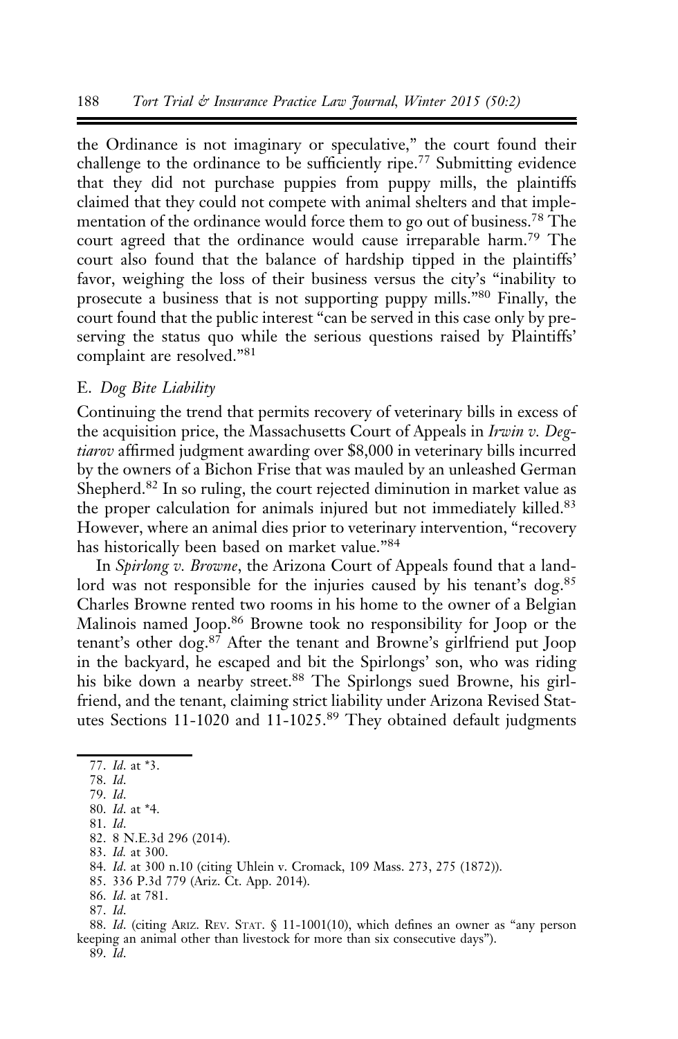the Ordinance is not imaginary or speculative," the court found their challenge to the ordinance to be sufficiently ripe.[77] Submitting evidence that they did not purchase puppies from puppy mills, the plaintiffs claimed that they could not compete with animal shelters and that implementation of the ordinance would force them to go out of business.[78] The court agreed that the ordinance would cause irreparable harm.[79] The court also found that the balance of hardship tipped in the plaintiffs' favor, weighing the loss of their business versus the city's "inability to prosecute a business that is not supporting puppy mills."[80] Finally, the court found that the public interest "can be served in this case only by preserving the status quo while the serious questions raised by Plaintiffs' complaint are resolved."[81]

### E. *Dog Bite Liability*

Continuing the trend that permits recovery of veterinary bills in excess of the acquisition price, the Massachusetts Court of Appeals in *Irwin v. Degtiarov* affirmed judgment awarding over $8,000 in veterinary bills incurred by the owners of a Bichon Frise that was mauled by an unleashed German Shepherd.[82] In so ruling, the court rejected diminution in market value as the proper calculation for animals injured but not immediately killed.[83] However, where an animal dies prior to veterinary intervention, "recovery has historically been based on market value."[84]

In *Spirlong v. Browne*, the Arizona Court of Appeals found that a landlord was not responsible for the injuries caused by his tenant's dog.[85] Charles Browne rented two rooms in his home to the owner of a Belgian Malinois named Joop.[86] Browne took no responsibility for Joop or the tenant's other dog.[87] After the tenant and Browne's girlfriend put Joop in the backyard, he escaped and bit the Spirlongs' son, who was riding his bike down a nearby street.[88] The Spirlongs sued Browne, his girlfriend, and the tenant, claiming strict liability under Arizona Revised Statutes Sections 11-1020 and 11-1025.[89] They obtained default judgments

77. *Id.* at *3.
78. *Id.*
79. *Id.*
80. *Id.* at *4.
81. *Id.*
82. 8 N.E.3d 296 (2014).
83. *Id.* at 300.
84. *Id.* at 300 n.10 (citing Uhlein v. Cromack, 109 Mass. 273, 275 (1872)).
85. 336 P.3d 779 (Ariz. Ct. App. 2014).
86. *Id.* at 781.
87. *Id.*
88. *Id.* (citing ARIZ. REV. STAT. § 11-1001(10), which defines an owner as "any person keeping an animal other than livestock for more than six consecutive days").
89. *Id.*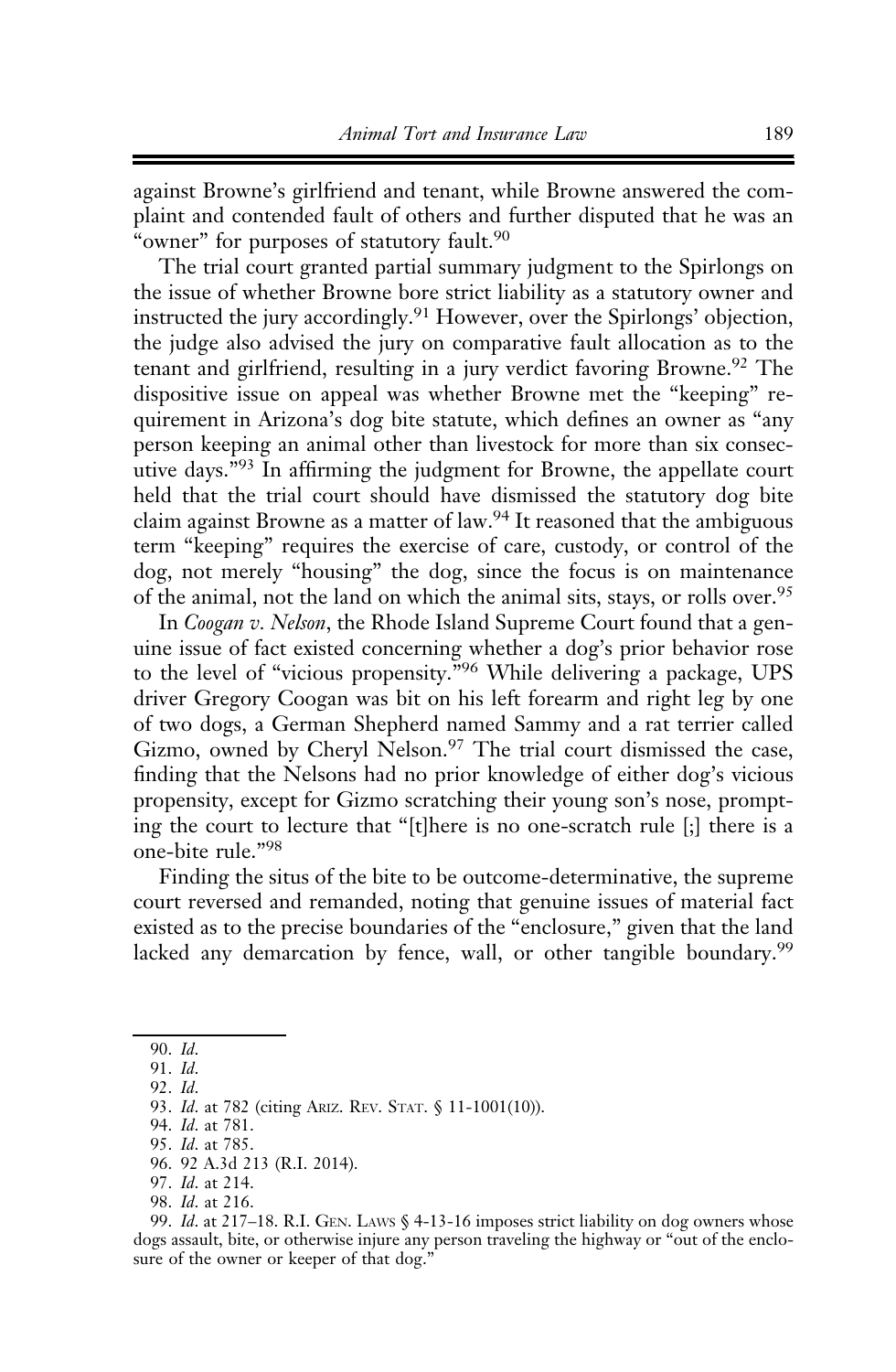against Browne's girlfriend and tenant, while Browne answered the complaint and contended fault of others and further disputed that he was an "owner" for purposes of statutory fault.[90]

The trial court granted partial summary judgment to the Spirlongs on the issue of whether Browne bore strict liability as a statutory owner and instructed the jury accordingly.[91] However, over the Spirlongs' objection, the judge also advised the jury on comparative fault allocation as to the tenant and girlfriend, resulting in a jury verdict favoring Browne.[92] The dispositive issue on appeal was whether Browne met the "keeping" requirement in Arizona's dog bite statute, which defines an owner as "any person keeping an animal other than livestock for more than six consecutive days."[93] In affirming the judgment for Browne, the appellate court held that the trial court should have dismissed the statutory dog bite claim against Browne as a matter of law.[94] It reasoned that the ambiguous term "keeping" requires the exercise of care, custody, or control of the dog, not merely "housing" the dog, since the focus is on maintenance of the animal, not the land on which the animal sits, stays, or rolls over.[95]

In *Coogan v. Nelson*, the Rhode Island Supreme Court found that a genuine issue of fact existed concerning whether a dog's prior behavior rose to the level of "vicious propensity."[96] While delivering a package, UPS driver Gregory Coogan was bit on his left forearm and right leg by one of two dogs, a German Shepherd named Sammy and a rat terrier called Gizmo, owned by Cheryl Nelson.[97] The trial court dismissed the case, finding that the Nelsons had no prior knowledge of either dog's vicious propensity, except for Gizmo scratching their young son's nose, prompting the court to lecture that "[t]here is no one-scratch rule [;] there is a one-bite rule."[98]

Finding the situs of the bite to be outcome-determinative, the supreme court reversed and remanded, noting that genuine issues of material fact existed as to the precise boundaries of the "enclosure," given that the land lacked any demarcation by fence, wall, or other tangible boundary.[99]

---

90. *Id*.
91. *Id*.
92. *Id*.
93. *Id*. at 782 (citing ARIZ. REV. STAT. § 11-1001(10)).
94. *Id*. at 781.
95. *Id*. at 785.
96. 92 A.3d 213 (R.I. 2014).
97. *Id*. at 214.
98. *Id*. at 216.
99. *Id*. at 217–18. R.I. GEN. LAWS § 4-13-16 imposes strict liability on dog owners whose dogs assault, bite, or otherwise injure any person traveling the highway or "out of the enclosure of the owner or keeper of that dog."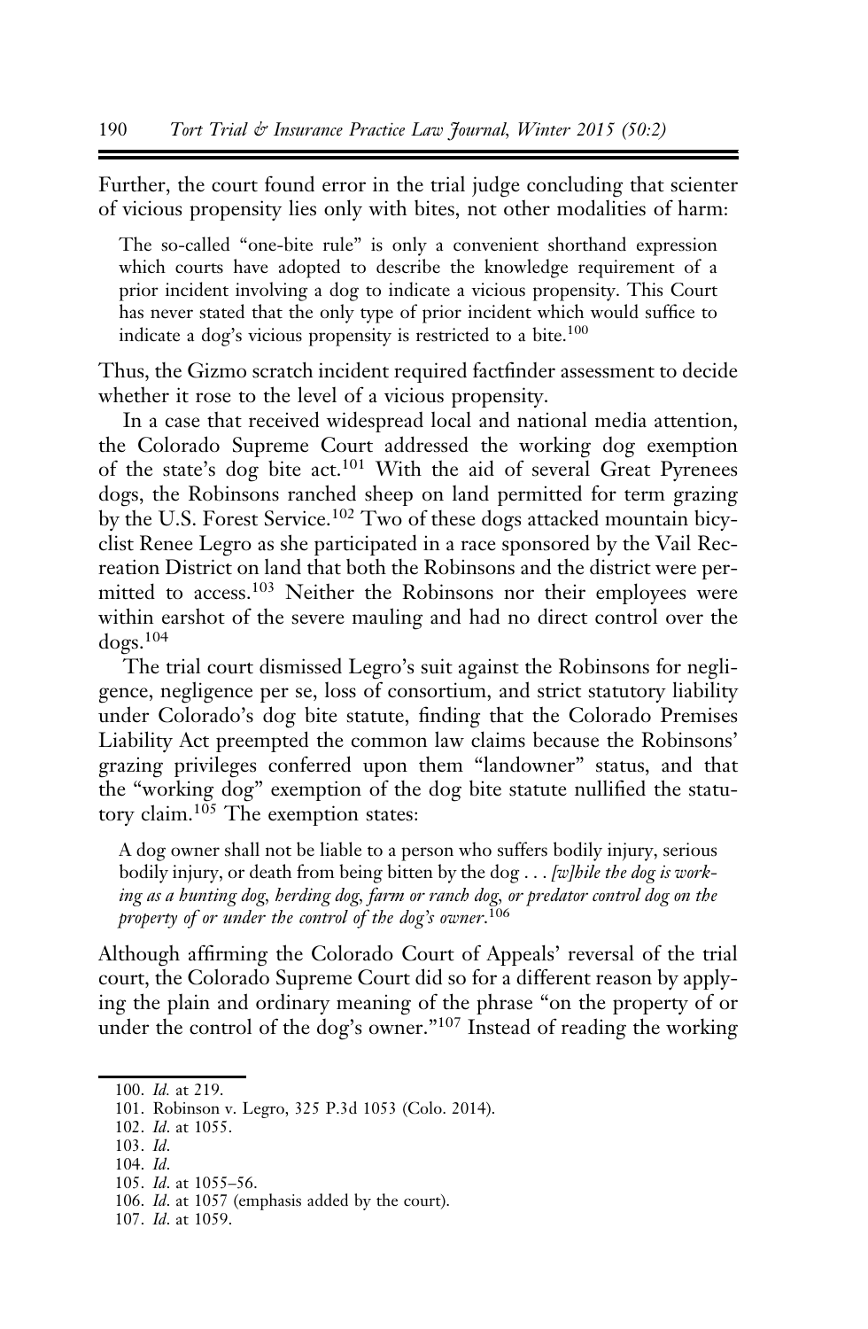Further, the court found error in the trial judge concluding that scienter of vicious propensity lies only with bites, not other modalities of harm:

> The so-called "one-bite rule" is only a convenient shorthand expression which courts have adopted to describe the knowledge requirement of a prior incident involving a dog to indicate a vicious propensity. This Court has never stated that the only type of prior incident which would suffice to indicate a dog's vicious propensity is restricted to a bite.[100]

Thus, the Gizmo scratch incident required factfinder assessment to decide whether it rose to the level of a vicious propensity.

In a case that received widespread local and national media attention, the Colorado Supreme Court addressed the working dog exemption of the state's dog bite act.[101] With the aid of several Great Pyrenees dogs, the Robinsons ranched sheep on land permitted for term grazing by the U.S. Forest Service.[102] Two of these dogs attacked mountain bicyclist Renee Legro as she participated in a race sponsored by the Vail Recreation District on land that both the Robinsons and the district were permitted to access.[103] Neither the Robinsons nor their employees were within earshot of the severe mauling and had no direct control over the dogs.[104]

The trial court dismissed Legro's suit against the Robinsons for negligence, negligence per se, loss of consortium, and strict statutory liability under Colorado's dog bite statute, finding that the Colorado Premises Liability Act preempted the common law claims because the Robinsons' grazing privileges conferred upon them "landowner" status, and that the "working dog" exemption of the dog bite statute nullified the statutory claim.[105] The exemption states:

> A dog owner shall not be liable to a person who suffers bodily injury, serious bodily injury, or death from being bitten by the dog . . . *[w]hile the dog is working as a hunting dog, herding dog, farm or ranch dog, or predator control dog on the property of or under the control of the dog's owner*.[106]

Although affirming the Colorado Court of Appeals' reversal of the trial court, the Colorado Supreme Court did so for a different reason by applying the plain and ordinary meaning of the phrase "on the property of or under the control of the dog's owner."[107] Instead of reading the working

---

100. *Id.* at 219.

101. Robinson v. Legro, 325 P.3d 1053 (Colo. 2014).

102. *Id.* at 1055.

103. *Id.*

104. *Id.*

105. *Id.* at 1055–56.

106. *Id.* at 1057 (emphasis added by the court).

107. *Id.* at 1059.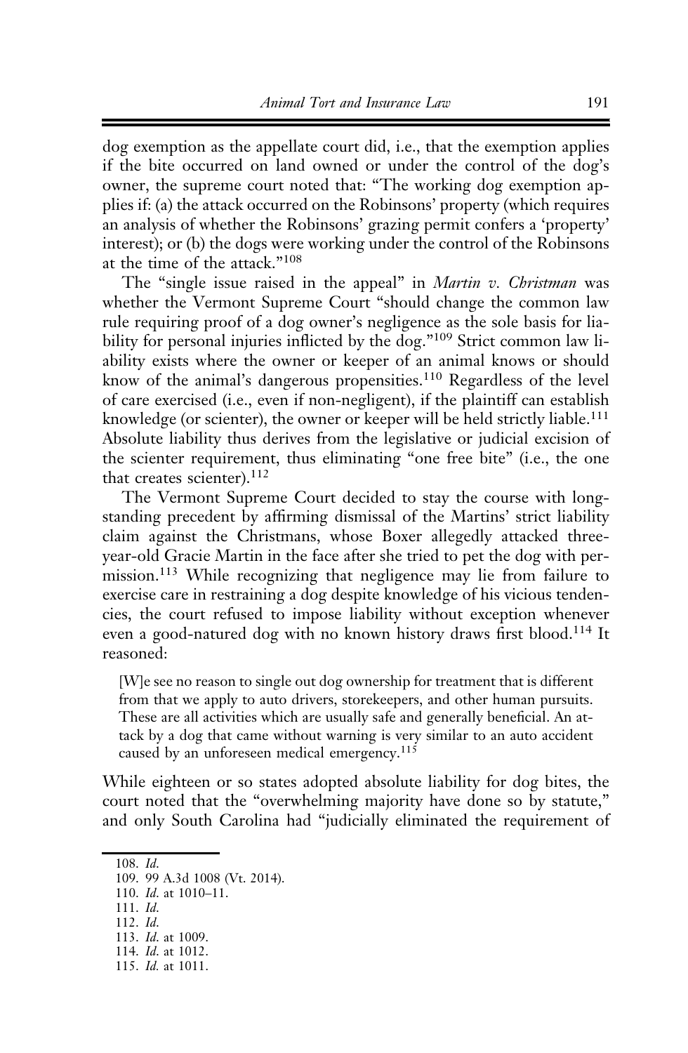dog exemption as the appellate court did, i.e., that the exemption applies if the bite occurred on land owned or under the control of the dog's owner, the supreme court noted that: "The working dog exemption applies if: (a) the attack occurred on the Robinsons' property (which requires an analysis of whether the Robinsons' grazing permit confers a 'property' interest); or (b) the dogs were working under the control of the Robinsons at the time of the attack."[108]

The "single issue raised in the appeal" in *Martin v. Christman* was whether the Vermont Supreme Court "should change the common law rule requiring proof of a dog owner's negligence as the sole basis for liability for personal injuries inflicted by the dog."[109] Strict common law liability exists where the owner or keeper of an animal knows or should know of the animal's dangerous propensities.[110] Regardless of the level of care exercised (i.e., even if non-negligent), if the plaintiff can establish knowledge (or scienter), the owner or keeper will be held strictly liable.[111] Absolute liability thus derives from the legislative or judicial excision of the scienter requirement, thus eliminating "one free bite" (i.e., the one that creates scienter).[112]

The Vermont Supreme Court decided to stay the course with long-standing precedent by affirming dismissal of the Martins' strict liability claim against the Christmans, whose Boxer allegedly attacked three-year-old Gracie Martin in the face after she tried to pet the dog with permission.[113] While recognizing that negligence may lie from failure to exercise care in restraining a dog despite knowledge of his vicious tendencies, the court refused to impose liability without exception whenever even a good-natured dog with no known history draws first blood.[114] It reasoned:

> [W]e see no reason to single out dog ownership for treatment that is different from that we apply to auto drivers, storekeepers, and other human pursuits. These are all activities which are usually safe and generally beneficial. An attack by a dog that came without warning is very similar to an auto accident caused by an unforeseen medical emergency.[115]

While eighteen or so states adopted absolute liability for dog bites, the court noted that the "overwhelming majority have done so by statute," and only South Carolina had "judicially eliminated the requirement of

---

108. *Id.*
109. 99 A.3d 1008 (Vt. 2014).
110. *Id.* at 1010–11.
111. *Id.*
112. *Id.*
113. *Id.* at 1009.
114. *Id.* at 1012.
115. *Id.* at 1011.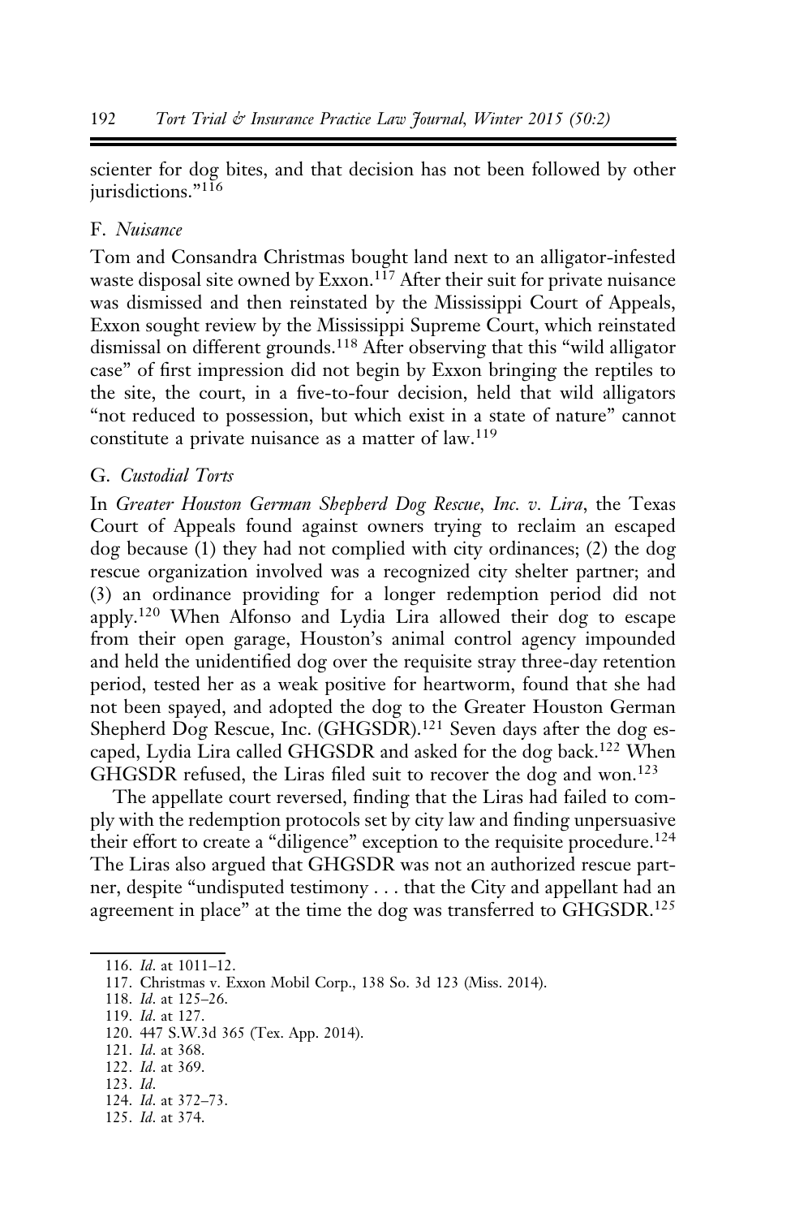scienter for dog bites, and that decision has not been followed by other jurisdictions."[116]

### F. *Nuisance*

Tom and Consandra Christmas bought land next to an alligator-infested waste disposal site owned by Exxon.[117] After their suit for private nuisance was dismissed and then reinstated by the Mississippi Court of Appeals, Exxon sought review by the Mississippi Supreme Court, which reinstated dismissal on different grounds.[118] After observing that this "wild alligator case" of first impression did not begin by Exxon bringing the reptiles to the site, the court, in a five-to-four decision, held that wild alligators "not reduced to possession, but which exist in a state of nature" cannot constitute a private nuisance as a matter of law.[119]

### G. *Custodial Torts*

In *Greater Houston German Shepherd Dog Rescue, Inc. v. Lira*, the Texas Court of Appeals found against owners trying to reclaim an escaped dog because (1) they had not complied with city ordinances; (2) the dog rescue organization involved was a recognized city shelter partner; and (3) an ordinance providing for a longer redemption period did not apply.[120] When Alfonso and Lydia Lira allowed their dog to escape from their open garage, Houston's animal control agency impounded and held the unidentified dog over the requisite stray three-day retention period, tested her as a weak positive for heartworm, found that she had not been spayed, and adopted the dog to the Greater Houston German Shepherd Dog Rescue, Inc. (GHGSDR).[121] Seven days after the dog escaped, Lydia Lira called GHGSDR and asked for the dog back.[122] When GHGSDR refused, the Liras filed suit to recover the dog and won.[123]

The appellate court reversed, finding that the Liras had failed to comply with the redemption protocols set by city law and finding unpersuasive their effort to create a "diligence" exception to the requisite procedure.[124] The Liras also argued that GHGSDR was not an authorized rescue partner, despite "undisputed testimony . . . that the City and appellant had an agreement in place" at the time the dog was transferred to GHGSDR.[125]

---

116. *Id.* at 1011–12.

117. Christmas v. Exxon Mobil Corp., 138 So. 3d 123 (Miss. 2014).

118. *Id.* at 125–26.

119. *Id.* at 127.

120. 447 S.W.3d 365 (Tex. App. 2014).

121. *Id.* at 368.

122. *Id.* at 369.

123. *Id.*

124. *Id.* at 372–73.

125. *Id.* at 374.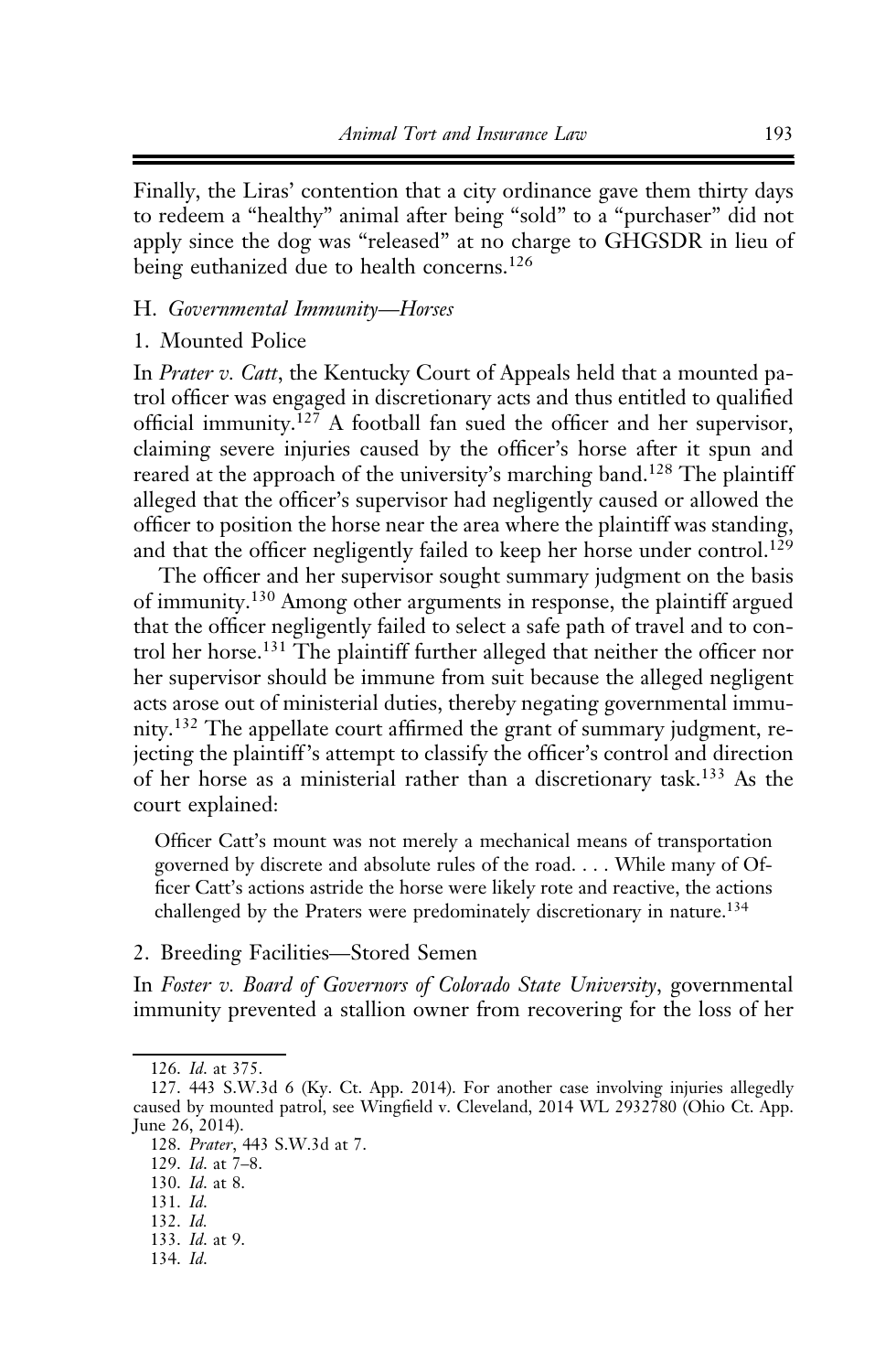Finally, the Liras' contention that a city ordinance gave them thirty days to redeem a "healthy" animal after being "sold" to a "purchaser" did not apply since the dog was "released" at no charge to GHGSDR in lieu of being euthanized due to health concerns.[126]

## H. *Governmental Immunity—Horses*

### 1. Mounted Police

In *Prater v. Catt*, the Kentucky Court of Appeals held that a mounted patrol officer was engaged in discretionary acts and thus entitled to qualified official immunity.[127] A football fan sued the officer and her supervisor, claiming severe injuries caused by the officer's horse after it spun and reared at the approach of the university's marching band.[128] The plaintiff alleged that the officer's supervisor had negligently caused or allowed the officer to position the horse near the area where the plaintiff was standing, and that the officer negligently failed to keep her horse under control.[129]

The officer and her supervisor sought summary judgment on the basis of immunity.[130] Among other arguments in response, the plaintiff argued that the officer negligently failed to select a safe path of travel and to control her horse.[131] The plaintiff further alleged that neither the officer nor her supervisor should be immune from suit because the alleged negligent acts arose out of ministerial duties, thereby negating governmental immunity.[132] The appellate court affirmed the grant of summary judgment, rejecting the plaintiff's attempt to classify the officer's control and direction of her horse as a ministerial rather than a discretionary task.[133] As the court explained:

> Officer Catt's mount was not merely a mechanical means of transportation governed by discrete and absolute rules of the road. . . . While many of Officer Catt's actions astride the horse were likely rote and reactive, the actions challenged by the Praters were predominately discretionary in nature.[134]

### 2. Breeding Facilities—Stored Semen

In *Foster v. Board of Governors of Colorado State University*, governmental immunity prevented a stallion owner from recovering for the loss of her

---

126. *Id.* at 375.

127. 443 S.W.3d 6 (Ky. Ct. App. 2014). For another case involving injuries allegedly caused by mounted patrol, see Wingfield v. Cleveland, 2014 WL 2932780 (Ohio Ct. App. June 26, 2014).

128. *Prater*, 443 S.W.3d at 7.

129. *Id.* at 7–8.

130. *Id.* at 8.

131. *Id.*

132. *Id.*

133. *Id.* at 9.

134. *Id.*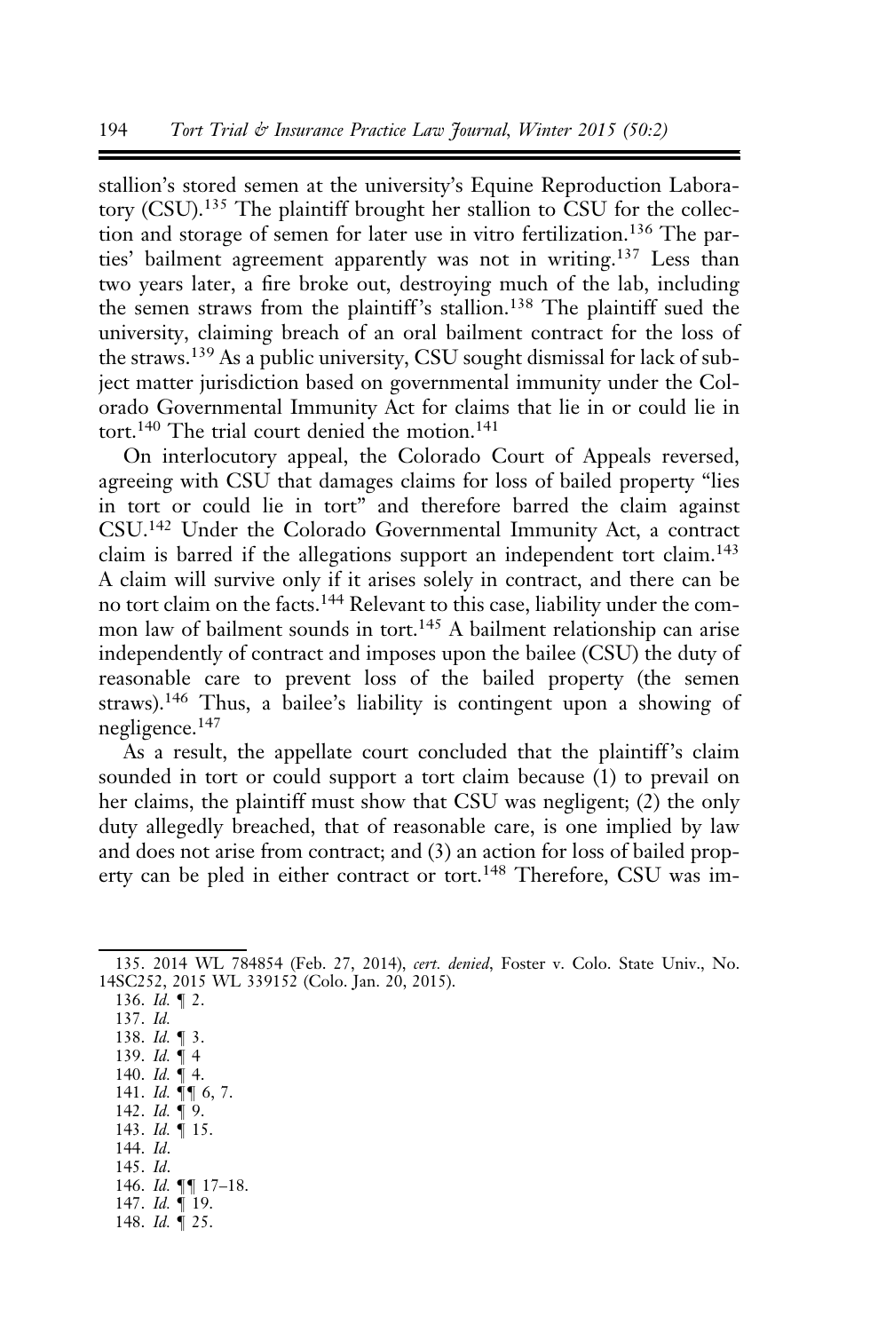stallion's stored semen at the university's Equine Reproduction Laboratory (CSU).[135] The plaintiff brought her stallion to CSU for the collection and storage of semen for later use in vitro fertilization.[136] The parties' bailment agreement apparently was not in writing.[137] Less than two years later, a fire broke out, destroying much of the lab, including the semen straws from the plaintiff's stallion.[138] The plaintiff sued the university, claiming breach of an oral bailment contract for the loss of the straws.[139] As a public university, CSU sought dismissal for lack of subject matter jurisdiction based on governmental immunity under the Colorado Governmental Immunity Act for claims that lie in or could lie in tort.[140] The trial court denied the motion.[141]

On interlocutory appeal, the Colorado Court of Appeals reversed, agreeing with CSU that damages claims for loss of bailed property "lies in tort or could lie in tort" and therefore barred the claim against CSU.[142] Under the Colorado Governmental Immunity Act, a contract claim is barred if the allegations support an independent tort claim.[143] A claim will survive only if it arises solely in contract, and there can be no tort claim on the facts.[144] Relevant to this case, liability under the common law of bailment sounds in tort.[145] A bailment relationship can arise independently of contract and imposes upon the bailee (CSU) the duty of reasonable care to prevent loss of the bailed property (the semen straws).[146] Thus, a bailee's liability is contingent upon a showing of negligence.[147]

As a result, the appellate court concluded that the plaintiff's claim sounded in tort or could support a tort claim because (1) to prevail on her claims, the plaintiff must show that CSU was negligent; (2) the only duty allegedly breached, that of reasonable care, is one implied by law and does not arise from contract; and (3) an action for loss of bailed property can be pled in either contract or tort.[148] Therefore, CSU was im-

---

135. 2014 WL 784854 (Feb. 27, 2014), *cert. denied*, Foster v. Colo. State Univ., No. 14SC252, 2015 WL 339152 (Colo. Jan. 20, 2015).

136. *Id.* ¶ 2.

137. *Id.*

138. *Id.* ¶ 3.

139. *Id.* ¶ 4

140. *Id.* ¶ 4.

141. *Id.* ¶¶ 6, 7.

142. *Id.* ¶ 9.

143. *Id.* ¶ 15.

144. *Id*.

145. *Id*.

146. *Id.* ¶¶ 17–18.

147. *Id.* ¶ 19.

148. *Id.* ¶ 25.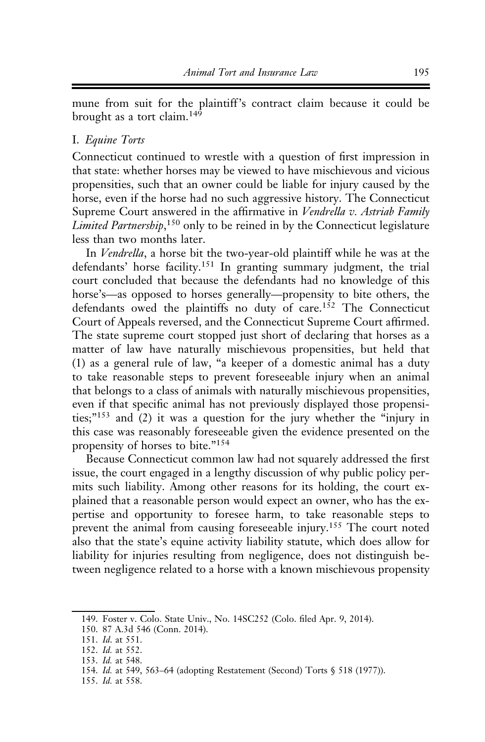mune from suit for the plaintiff's contract claim because it could be brought as a tort claim.[149]

## I. *Equine Torts*

Connecticut continued to wrestle with a question of first impression in that state: whether horses may be viewed to have mischievous and vicious propensities, such that an owner could be liable for injury caused by the horse, even if the horse had no such aggressive history. The Connecticut Supreme Court answered in the affirmative in *Vendrella v. Astriab Family Limited Partnership*,[150] only to be reined in by the Connecticut legislature less than two months later.

In *Vendrella*, a horse bit the two-year-old plaintiff while he was at the defendants' horse facility.[151] In granting summary judgment, the trial court concluded that because the defendants had no knowledge of this horse's—as opposed to horses generally—propensity to bite others, the defendants owed the plaintiffs no duty of care.[152] The Connecticut Court of Appeals reversed, and the Connecticut Supreme Court affirmed. The state supreme court stopped just short of declaring that horses as a matter of law have naturally mischievous propensities, but held that (1) as a general rule of law, "a keeper of a domestic animal has a duty to take reasonable steps to prevent foreseeable injury when an animal that belongs to a class of animals with naturally mischievous propensities, even if that specific animal has not previously displayed those propensities;"[153] and (2) it was a question for the jury whether the "injury in this case was reasonably foreseeable given the evidence presented on the propensity of horses to bite."[154]

Because Connecticut common law had not squarely addressed the first issue, the court engaged in a lengthy discussion of why public policy permits such liability. Among other reasons for its holding, the court explained that a reasonable person would expect an owner, who has the expertise and opportunity to foresee harm, to take reasonable steps to prevent the animal from causing foreseeable injury.[155] The court noted also that the state's equine activity liability statute, which does allow for liability for injuries resulting from negligence, does not distinguish between negligence related to a horse with a known mischievous propensity

---

149. Foster v. Colo. State Univ., No. 14SC252 (Colo. filed Apr. 9, 2014).

150. 87 A.3d 546 (Conn. 2014).

151. *Id.* at 551.

152. *Id.* at 552.

153. *Id.* at 548.

154. *Id.* at 549, 563–64 (adopting Restatement (Second) Torts § 518 (1977)).

155. *Id.* at 558.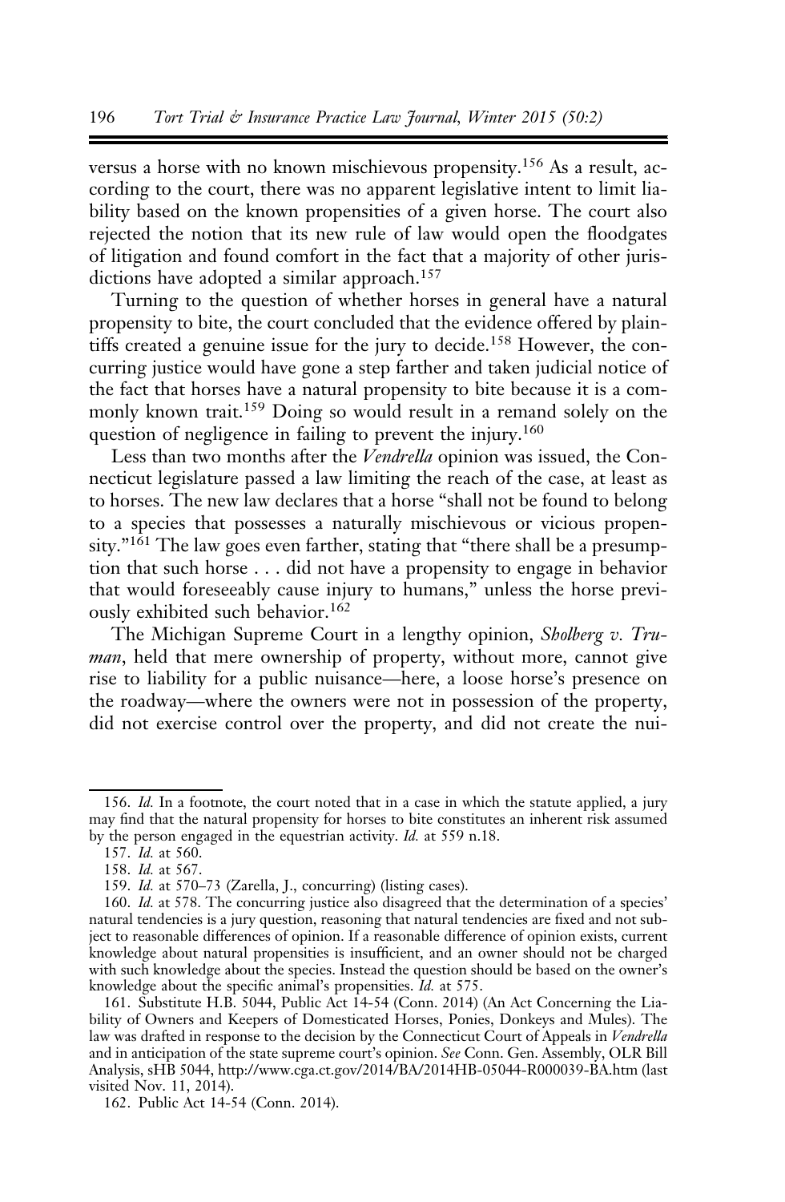versus a horse with no known mischievous propensity.[156] As a result, according to the court, there was no apparent legislative intent to limit liability based on the known propensities of a given horse. The court also rejected the notion that its new rule of law would open the floodgates of litigation and found comfort in the fact that a majority of other jurisdictions have adopted a similar approach.[157]

Turning to the question of whether horses in general have a natural propensity to bite, the court concluded that the evidence offered by plaintiffs created a genuine issue for the jury to decide.[158] However, the concurring justice would have gone a step farther and taken judicial notice of the fact that horses have a natural propensity to bite because it is a commonly known trait.[159] Doing so would result in a remand solely on the question of negligence in failing to prevent the injury.[160]

Less than two months after the *Vendrella* opinion was issued, the Connecticut legislature passed a law limiting the reach of the case, at least as to horses. The new law declares that a horse "shall not be found to belong to a species that possesses a naturally mischievous or vicious propensity."[161] The law goes even farther, stating that "there shall be a presumption that such horse . . . did not have a propensity to engage in behavior that would foreseeably cause injury to humans," unless the horse previously exhibited such behavior.[162]

The Michigan Supreme Court in a lengthy opinion, *Sholberg v. Truman*, held that mere ownership of property, without more, cannot give rise to liability for a public nuisance—here, a loose horse's presence on the roadway—where the owners were not in possession of the property, did not exercise control over the property, and did not create the nui-

---

156. *Id.* In a footnote, the court noted that in a case in which the statute applied, a jury may find that the natural propensity for horses to bite constitutes an inherent risk assumed by the person engaged in the equestrian activity. *Id.* at 559 n.18.

157. *Id.* at 560.

158. *Id.* at 567.

159. *Id.* at 570–73 (Zarella, J., concurring) (listing cases).

160. *Id.* at 578. The concurring justice also disagreed that the determination of a species' natural tendencies is a jury question, reasoning that natural tendencies are fixed and not subject to reasonable differences of opinion. If a reasonable difference of opinion exists, current knowledge about natural propensities is insufficient, and an owner should not be charged with such knowledge about the species. Instead the question should be based on the owner's knowledge about the specific animal's propensities. *Id.* at 575.

161. Substitute H.B. 5044, Public Act 14-54 (Conn. 2014) (An Act Concerning the Liability of Owners and Keepers of Domesticated Horses, Ponies, Donkeys and Mules). The law was drafted in response to the decision by the Connecticut Court of Appeals in *Vendrella* and in anticipation of the state supreme court's opinion. *See* Conn. Gen. Assembly, OLR Bill Analysis, sHB 5044, http://www.cga.ct.gov/2014/BA/2014HB-05044-R000039-BA.htm (last visited Nov. 11, 2014).

162. Public Act 14-54 (Conn. 2014).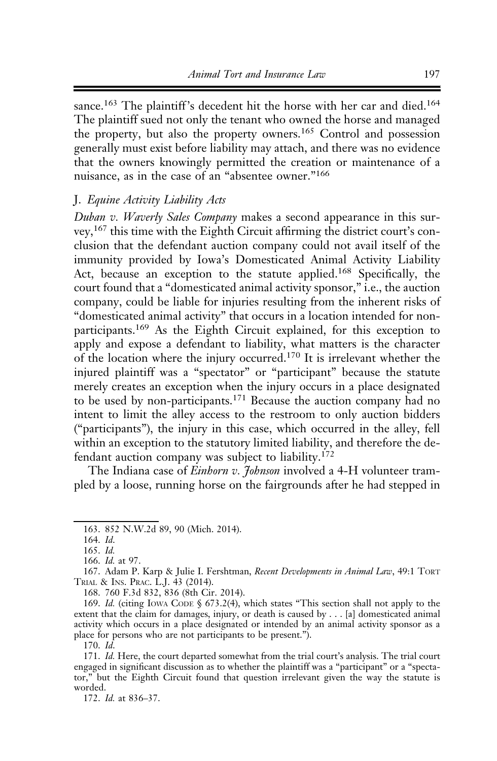sance.[163] The plaintiff's decedent hit the horse with her car and died.[164] The plaintiff sued not only the tenant who owned the horse and managed the property, but also the property owners.[165] Control and possession generally must exist before liability may attach, and there was no evidence that the owners knowingly permitted the creation or maintenance of a nuisance, as in the case of an "absentee owner."[166]

### J. *Equine Activity Liability Acts*

*Duban v. Waverly Sales Company* makes a second appearance in this survey,[167] this time with the Eighth Circuit affirming the district court's conclusion that the defendant auction company could not avail itself of the immunity provided by Iowa's Domesticated Animal Activity Liability Act, because an exception to the statute applied.[168] Specifically, the court found that a "domesticated animal activity sponsor," i.e., the auction company, could be liable for injuries resulting from the inherent risks of "domesticated animal activity" that occurs in a location intended for non-participants.[169] As the Eighth Circuit explained, for this exception to apply and expose a defendant to liability, what matters is the character of the location where the injury occurred.[170] It is irrelevant whether the injured plaintiff was a "spectator" or "participant" because the statute merely creates an exception when the injury occurs in a place designated to be used by non-participants.[171] Because the auction company had no intent to limit the alley access to the restroom to only auction bidders ("participants"), the injury in this case, which occurred in the alley, fell within an exception to the statutory limited liability, and therefore the defendant auction company was subject to liability.[172]

The Indiana case of *Einhorn v. Johnson* involved a 4-H volunteer trampled by a loose, running horse on the fairgrounds after he had stepped in

---

163. 852 N.W.2d 89, 90 (Mich. 2014).

164. *Id.*

165. *Id.*

166. *Id.* at 97.

167. Adam P. Karp & Julie I. Fershtman, *Recent Developments in Animal Law*, 49:1 Tort Trial & Ins. Prac. L.J. 43 (2014).

168. 760 F.3d 832, 836 (8th Cir. 2014).

169. *Id.* (citing Iowa Code § 673.2(4), which states "This section shall not apply to the extent that the claim for damages, injury, or death is caused by . . . [a] domesticated animal activity which occurs in a place designated or intended by an animal activity sponsor as a place for persons who are not participants to be present.").

170. *Id.*

171. *Id.* Here, the court departed somewhat from the trial court's analysis. The trial court engaged in significant discussion as to whether the plaintiff was a "participant" or a "spectator," but the Eighth Circuit found that question irrelevant given the way the statute is worded.

172. *Id.* at 836–37.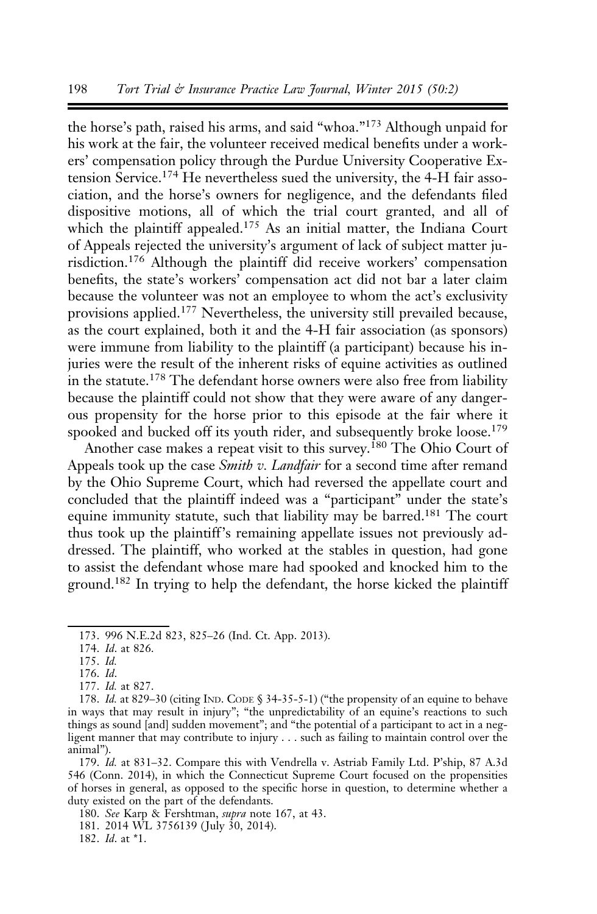the horse's path, raised his arms, and said "whoa."[173] Although unpaid for his work at the fair, the volunteer received medical benefits under a workers' compensation policy through the Purdue University Cooperative Extension Service.[174] He nevertheless sued the university, the 4-H fair association, and the horse's owners for negligence, and the defendants filed dispositive motions, all of which the trial court granted, and all of which the plaintiff appealed.[175] As an initial matter, the Indiana Court of Appeals rejected the university's argument of lack of subject matter jurisdiction.[176] Although the plaintiff did receive workers' compensation benefits, the state's workers' compensation act did not bar a later claim because the volunteer was not an employee to whom the act's exclusivity provisions applied.[177] Nevertheless, the university still prevailed because, as the court explained, both it and the 4-H fair association (as sponsors) were immune from liability to the plaintiff (a participant) because his injuries were the result of the inherent risks of equine activities as outlined in the statute.[178] The defendant horse owners were also free from liability because the plaintiff could not show that they were aware of any dangerous propensity for the horse prior to this episode at the fair where it spooked and bucked off its youth rider, and subsequently broke loose.[179]

Another case makes a repeat visit to this survey.[180] The Ohio Court of Appeals took up the case *Smith v. Landfair* for a second time after remand by the Ohio Supreme Court, which had reversed the appellate court and concluded that the plaintiff indeed was a "participant" under the state's equine immunity statute, such that liability may be barred.[181] The court thus took up the plaintiff's remaining appellate issues not previously addressed. The plaintiff, who worked at the stables in question, had gone to assist the defendant whose mare had spooked and knocked him to the ground.[182] In trying to help the defendant, the horse kicked the plaintiff

173. 996 N.E.2d 823, 825–26 (Ind. Ct. App. 2013).

174. *Id.* at 826.

175. *Id.*

176. *Id.*

177. *Id.* at 827.

178. *Id.* at 829–30 (citing IND. CODE § 34-35-5-1) ("the propensity of an equine to behave in ways that may result in injury"; "the unpredictability of an equine's reactions to such things as sound [and] sudden movement"; and "the potential of a participant to act in a negligent manner that may contribute to injury . . . such as failing to maintain control over the animal").

179. *Id.* at 831–32. Compare this with Vendrella v. Astriab Family Ltd. P'ship, 87 A.3d 546 (Conn. 2014), in which the Connecticut Supreme Court focused on the propensities of horses in general, as opposed to the specific horse in question, to determine whether a duty existed on the part of the defendants.

180. *See* Karp & Fershtman, *supra* note 167, at 43.

181. 2014 WL 3756139 (July 30, 2014).

182. *Id.* at *1.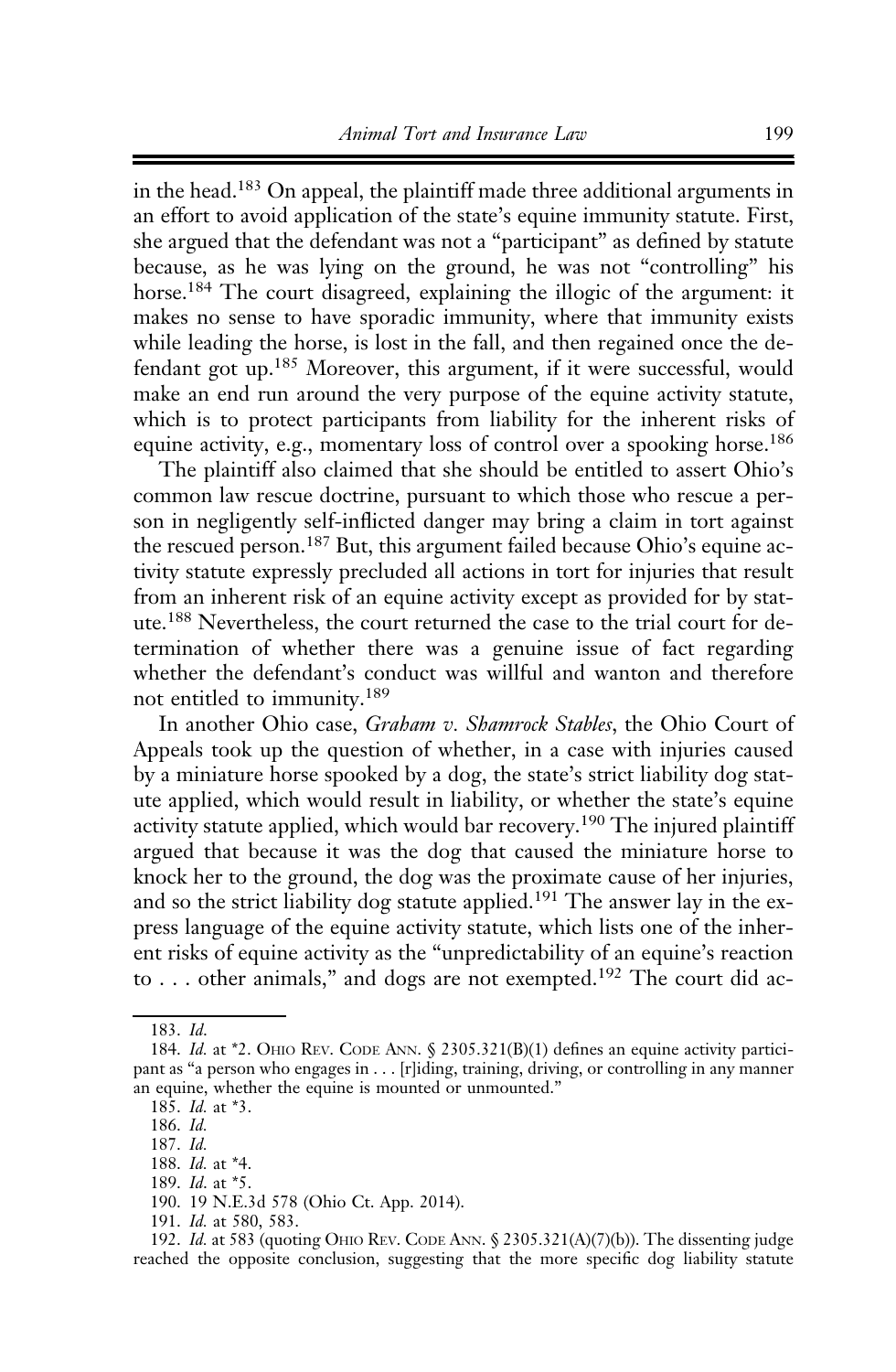in the head.[183] On appeal, the plaintiff made three additional arguments in an effort to avoid application of the state's equine immunity statute. First, she argued that the defendant was not a "participant" as defined by statute because, as he was lying on the ground, he was not "controlling" his horse.[184] The court disagreed, explaining the illogic of the argument: it makes no sense to have sporadic immunity, where that immunity exists while leading the horse, is lost in the fall, and then regained once the defendant got up.[185] Moreover, this argument, if it were successful, would make an end run around the very purpose of the equine activity statute, which is to protect participants from liability for the inherent risks of equine activity, e.g., momentary loss of control over a spooking horse.[186]

The plaintiff also claimed that she should be entitled to assert Ohio's common law rescue doctrine, pursuant to which those who rescue a person in negligently self-inflicted danger may bring a claim in tort against the rescued person.[187] But, this argument failed because Ohio's equine activity statute expressly precluded all actions in tort for injuries that result from an inherent risk of an equine activity except as provided for by statute.[188] Nevertheless, the court returned the case to the trial court for determination of whether there was a genuine issue of fact regarding whether the defendant's conduct was willful and wanton and therefore not entitled to immunity.[189]

In another Ohio case, *Graham v. Shamrock Stables*, the Ohio Court of Appeals took up the question of whether, in a case with injuries caused by a miniature horse spooked by a dog, the state's strict liability dog statute applied, which would result in liability, or whether the state's equine activity statute applied, which would bar recovery.[190] The injured plaintiff argued that because it was the dog that caused the miniature horse to knock her to the ground, the dog was the proximate cause of her injuries, and so the strict liability dog statute applied.[191] The answer lay in the express language of the equine activity statute, which lists one of the inherent risks of equine activity as the "unpredictability of an equine's reaction to . . . other animals," and dogs are not exempted.[192] The court did ac-

---

183. *Id.*

184. *Id.* at *2. Ohio Rev. Code Ann. § 2305.321(B)(1) defines an equine activity participant as "a person who engages in . . . [r]iding, training, driving, or controlling in any manner an equine, whether the equine is mounted or unmounted."

185. *Id.* at *3.

186. *Id.*

187. *Id.*

188. *Id.* at *4.

189. *Id.* at *5.

190. 19 N.E.3d 578 (Ohio Ct. App. 2014).

191. *Id.* at 580, 583.

192. *Id.* at 583 (quoting Ohio Rev. Code Ann. § 2305.321(A)(7)(b)). The dissenting judge reached the opposite conclusion, suggesting that the more specific dog liability statute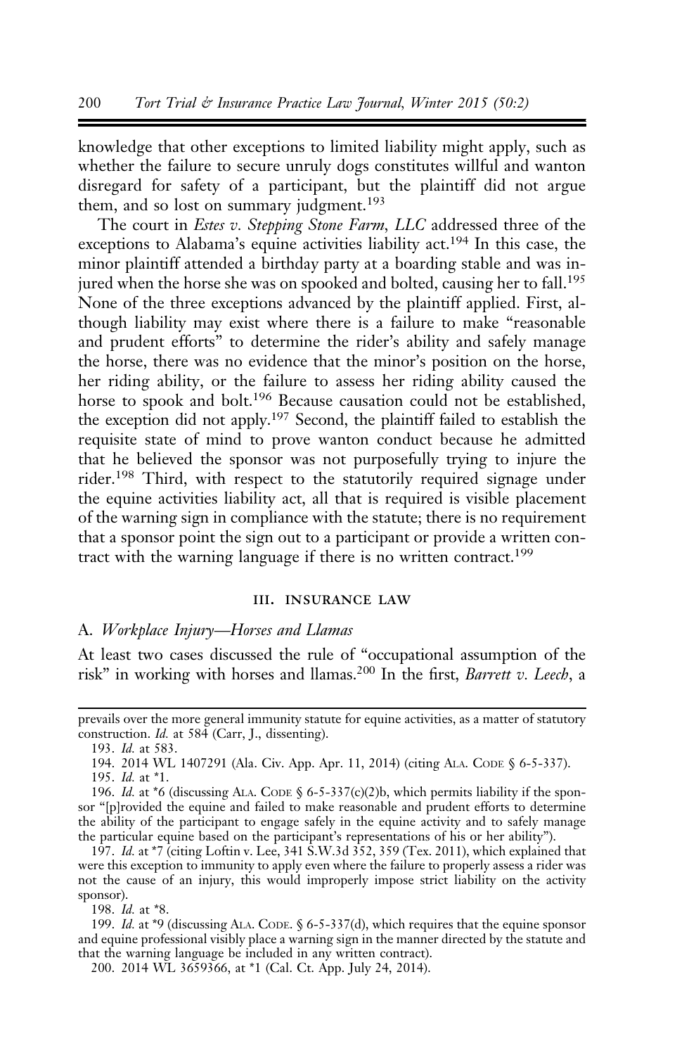knowledge that other exceptions to limited liability might apply, such as whether the failure to secure unruly dogs constitutes willful and wanton disregard for safety of a participant, but the plaintiff did not argue them, and so lost on summary judgment.[193]

The court in *Estes v. Stepping Stone Farm, LLC* addressed three of the exceptions to Alabama's equine activities liability act.[194] In this case, the minor plaintiff attended a birthday party at a boarding stable and was injured when the horse she was on spooked and bolted, causing her to fall.[195] None of the three exceptions advanced by the plaintiff applied. First, although liability may exist where there is a failure to make "reasonable and prudent efforts" to determine the rider's ability and safely manage the horse, there was no evidence that the minor's position on the horse, her riding ability, or the failure to assess her riding ability caused the horse to spook and bolt.[196] Because causation could not be established, the exception did not apply.[197] Second, the plaintiff failed to establish the requisite state of mind to prove wanton conduct because he admitted that he believed the sponsor was not purposefully trying to injure the rider.[198] Third, with respect to the statutorily required signage under the equine activities liability act, all that is required is visible placement of the warning sign in compliance with the statute; there is no requirement that a sponsor point the sign out to a participant or provide a written contract with the warning language if there is no written contract.[199]

## III. Insurance Law

### A. *Workplace Injury—Horses and Llamas*

At least two cases discussed the rule of "occupational assumption of the risk" in working with horses and llamas.[200] In the first, *Barrett v. Leech*, a

---

prevails over the more general immunity statute for equine activities, as a matter of statutory construction. *Id.* at 584 (Carr, J., dissenting).

193. *Id.* at 583.

194. 2014 WL 1407291 (Ala. Civ. App. Apr. 11, 2014) (citing Ala. Code § 6-5-337).

195. *Id.* at *1.

196. *Id.* at *6 (discussing Ala. Code § 6-5-337(c)(2)b, which permits liability if the sponsor "[p]rovided the equine and failed to make reasonable and prudent efforts to determine the ability of the participant to engage safely in the equine activity and to safely manage the particular equine based on the participant's representations of his or her ability").

197. *Id.* at *7 (citing Loftin v. Lee, 341 S.W.3d 352, 359 (Tex. 2011), which explained that were this exception to immunity to apply even where the failure to properly assess a rider was not the cause of an injury, this would improperly impose strict liability on the activity sponsor).

198. *Id.* at *8.

199. *Id.* at *9 (discussing Ala. Code. § 6-5-337(d), which requires that the equine sponsor and equine professional visibly place a warning sign in the manner directed by the statute and that the warning language be included in any written contract).

200. 2014 WL 3659366, at *1 (Cal. Ct. App. July 24, 2014).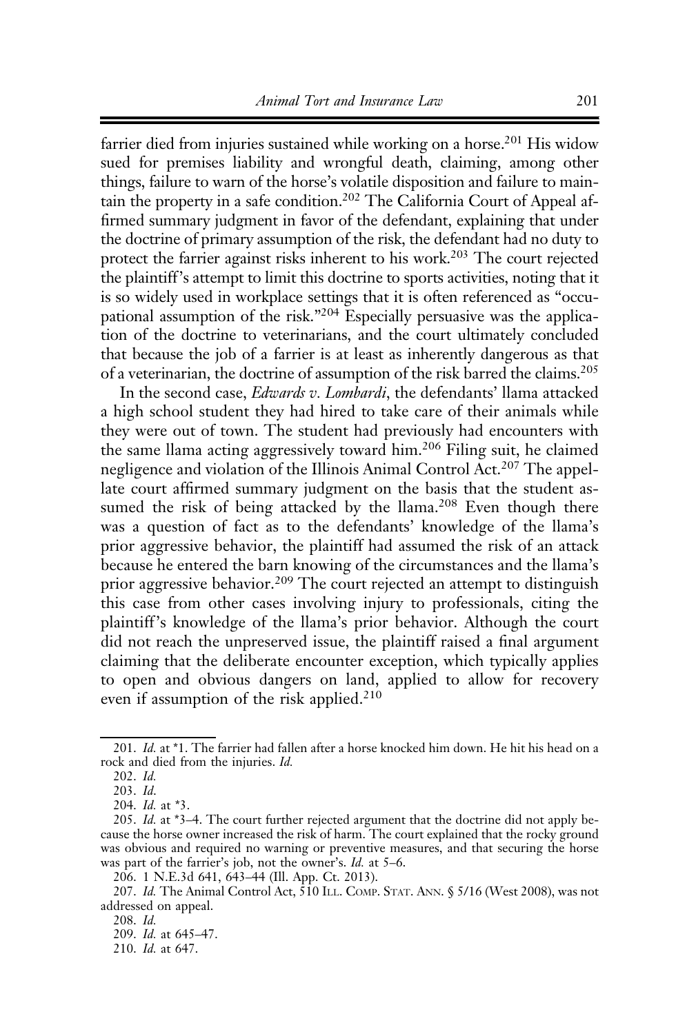farrier died from injuries sustained while working on a horse.[201] His widow sued for premises liability and wrongful death, claiming, among other things, failure to warn of the horse's volatile disposition and failure to maintain the property in a safe condition.[202] The California Court of Appeal affirmed summary judgment in favor of the defendant, explaining that under the doctrine of primary assumption of the risk, the defendant had no duty to protect the farrier against risks inherent to his work.[203] The court rejected the plaintiff's attempt to limit this doctrine to sports activities, noting that it is so widely used in workplace settings that it is often referenced as "occupational assumption of the risk."[204] Especially persuasive was the application of the doctrine to veterinarians, and the court ultimately concluded that because the job of a farrier is at least as inherently dangerous as that of a veterinarian, the doctrine of assumption of the risk barred the claims.[205]

In the second case, *Edwards v. Lombardi*, the defendants' llama attacked a high school student they had hired to take care of their animals while they were out of town. The student had previously had encounters with the same llama acting aggressively toward him.[206] Filing suit, he claimed negligence and violation of the Illinois Animal Control Act.[207] The appellate court affirmed summary judgment on the basis that the student assumed the risk of being attacked by the llama.[208] Even though there was a question of fact as to the defendants' knowledge of the llama's prior aggressive behavior, the plaintiff had assumed the risk of an attack because he entered the barn knowing of the circumstances and the llama's prior aggressive behavior.[209] The court rejected an attempt to distinguish this case from other cases involving injury to professionals, citing the plaintiff's knowledge of the llama's prior behavior. Although the court did not reach the unpreserved issue, the plaintiff raised a final argument claiming that the deliberate encounter exception, which typically applies to open and obvious dangers on land, applied to allow for recovery even if assumption of the risk applied.[210]

---

201. *Id.* at *1. The farrier had fallen after a horse knocked him down. He hit his head on a rock and died from the injuries. *Id.*

202. *Id.*

203. *Id.*

204. *Id.* at *3.

205. *Id.* at *3–4. The court further rejected argument that the doctrine did not apply because the horse owner increased the risk of harm. The court explained that the rocky ground was obvious and required no warning or preventive measures, and that securing the horse was part of the farrier's job, not the owner's. *Id.* at 5–6.

206. 1 N.E.3d 641, 643–44 (Ill. App. Ct. 2013).

207. *Id.* The Animal Control Act, 510 ILL. COMP. STAT. ANN. § 5/16 (West 2008), was not addressed on appeal.

208. *Id.*

209. *Id.* at 645–47.

210. *Id.* at 647.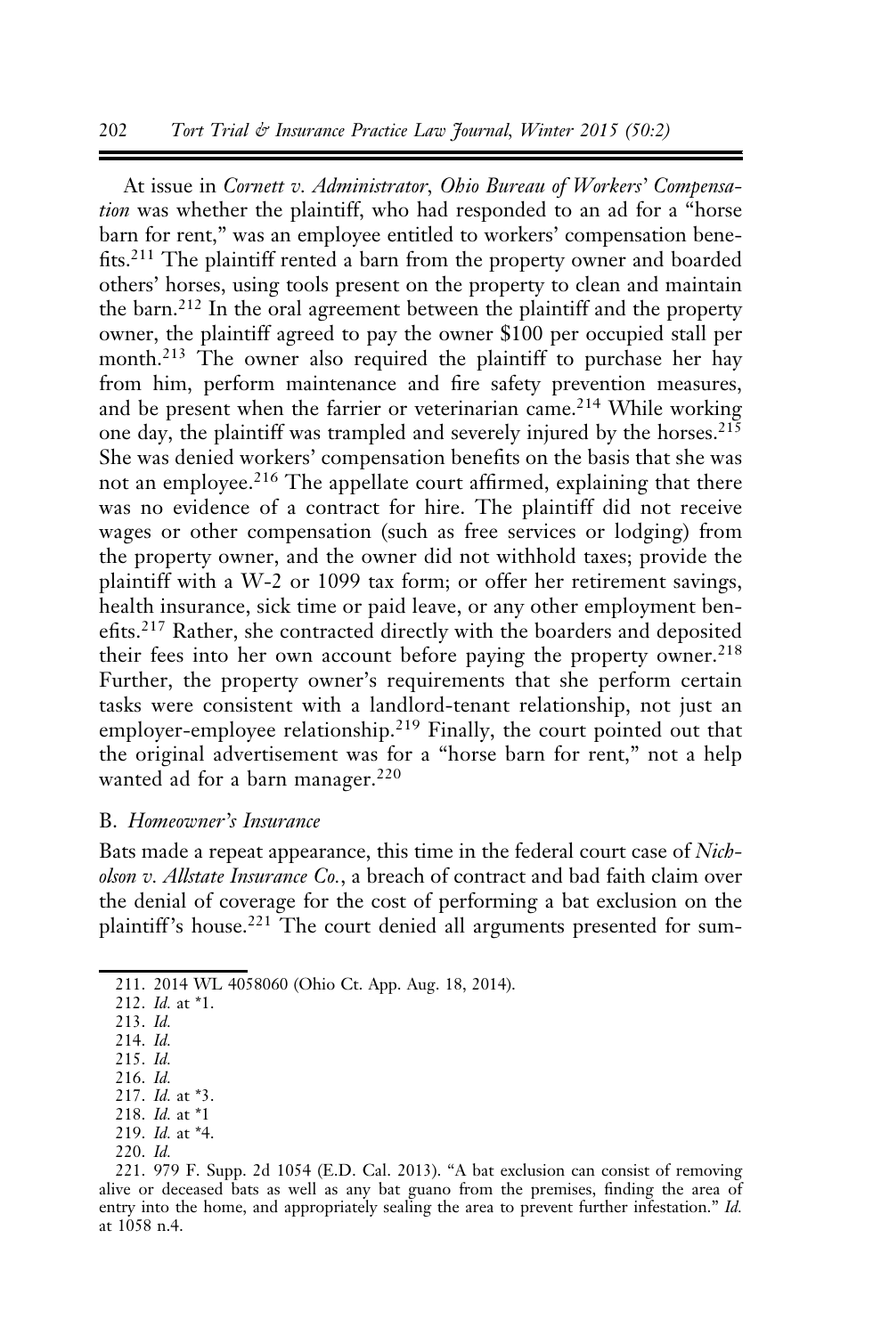At issue in *Cornett v. Administrator, Ohio Bureau of Workers' Compensation* was whether the plaintiff, who had responded to an ad for a "horse barn for rent," was an employee entitled to workers' compensation benefits.[211] The plaintiff rented a barn from the property owner and boarded others' horses, using tools present on the property to clean and maintain the barn.[212] In the oral agreement between the plaintiff and the property owner, the plaintiff agreed to pay the owner $100 per occupied stall per month.[213] The owner also required the plaintiff to purchase her hay from him, perform maintenance and fire safety prevention measures, and be present when the farrier or veterinarian came.[214] While working one day, the plaintiff was trampled and severely injured by the horses.[215] She was denied workers' compensation benefits on the basis that she was not an employee.[216] The appellate court affirmed, explaining that there was no evidence of a contract for hire. The plaintiff did not receive wages or other compensation (such as free services or lodging) from the property owner, and the owner did not withhold taxes; provide the plaintiff with a W-2 or 1099 tax form; or offer her retirement savings, health insurance, sick time or paid leave, or any other employment benefits.[217] Rather, she contracted directly with the boarders and deposited their fees into her own account before paying the property owner.[218] Further, the property owner's requirements that she perform certain tasks were consistent with a landlord-tenant relationship, not just an employer-employee relationship.[219] Finally, the court pointed out that the original advertisement was for a "horse barn for rent," not a help wanted ad for a barn manager.[220]

### B. *Homeowner's Insurance*

Bats made a repeat appearance, this time in the federal court case of *Nicholson v. Allstate Insurance Co.*, a breach of contract and bad faith claim over the denial of coverage for the cost of performing a bat exclusion on the plaintiff's house.[221] The court denied all arguments presented for sum-

---

211. 2014 WL 4058060 (Ohio Ct. App. Aug. 18, 2014).
212. *Id.* at *1.
213. *Id.*
214. *Id.*
215. *Id.*
216. *Id.*
217. *Id.* at *3.
218. *Id.* at *1
219. *Id.* at *4.
220. *Id.*
221. 979 F. Supp. 2d 1054 (E.D. Cal. 2013). "A bat exclusion can consist of removing alive or deceased bats as well as any bat guano from the premises, finding the area of entry into the home, and appropriately sealing the area to prevent further infestation." *Id.* at 1058 n.4.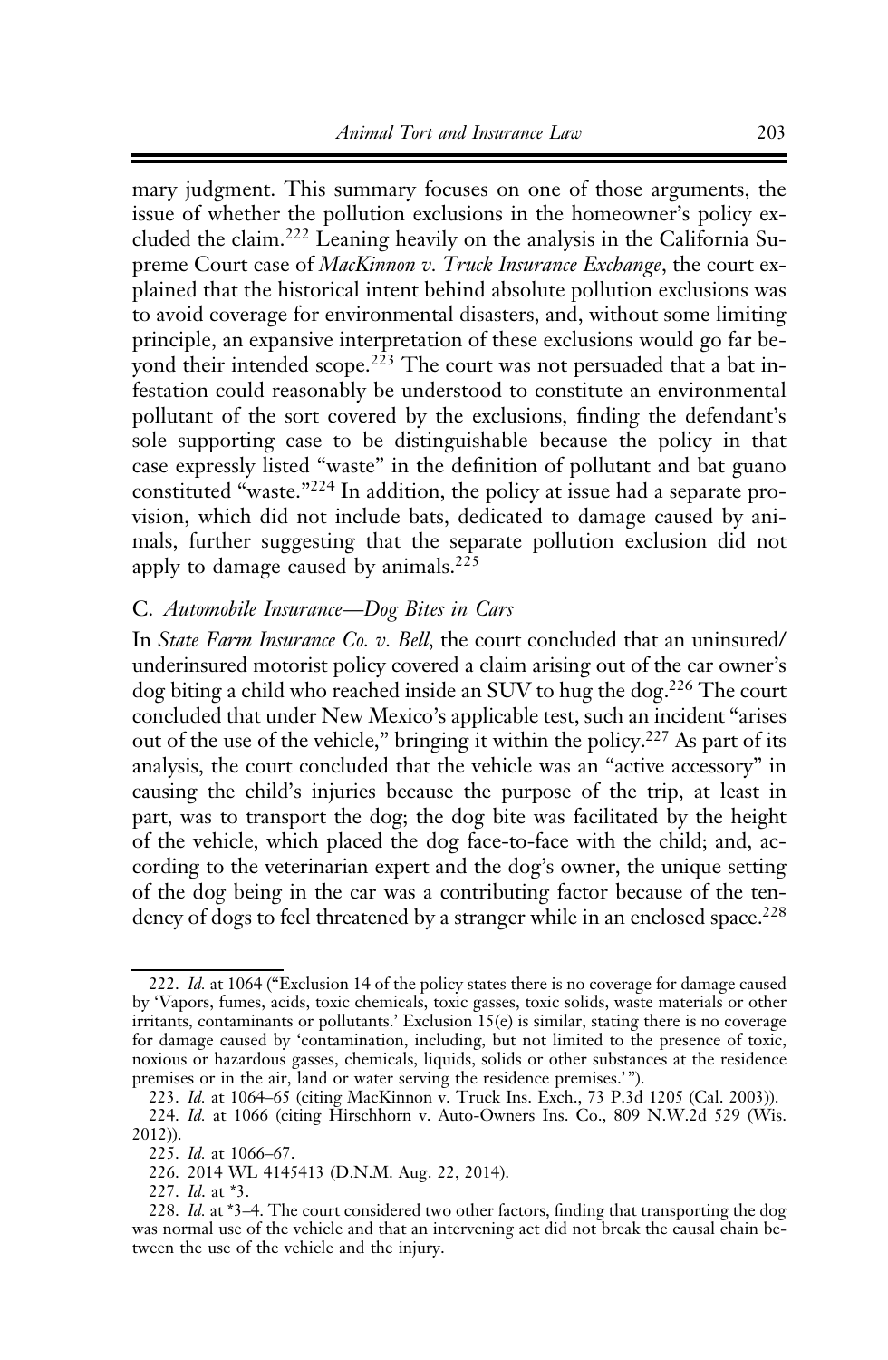mary judgment. This summary focuses on one of those arguments, the issue of whether the pollution exclusions in the homeowner's policy excluded the claim.[222] Leaning heavily on the analysis in the California Supreme Court case of *MacKinnon v. Truck Insurance Exchange*, the court explained that the historical intent behind absolute pollution exclusions was to avoid coverage for environmental disasters, and, without some limiting principle, an expansive interpretation of these exclusions would go far beyond their intended scope.[223] The court was not persuaded that a bat infestation could reasonably be understood to constitute an environmental pollutant of the sort covered by the exclusions, finding the defendant's sole supporting case to be distinguishable because the policy in that case expressly listed "waste" in the definition of pollutant and bat guano constituted "waste."[224] In addition, the policy at issue had a separate provision, which did not include bats, dedicated to damage caused by animals, further suggesting that the separate pollution exclusion did not apply to damage caused by animals.[225]

### C. *Automobile Insurance—Dog Bites in Cars*

In *State Farm Insurance Co. v. Bell*, the court concluded that an uninsured/underinsured motorist policy covered a claim arising out of the car owner's dog biting a child who reached inside an SUV to hug the dog.[226] The court concluded that under New Mexico's applicable test, such an incident "arises out of the use of the vehicle," bringing it within the policy.[227] As part of its analysis, the court concluded that the vehicle was an "active accessory" in causing the child's injuries because the purpose of the trip, at least in part, was to transport the dog; the dog bite was facilitated by the height of the vehicle, which placed the dog face-to-face with the child; and, according to the veterinarian expert and the dog's owner, the unique setting of the dog being in the car was a contributing factor because of the tendency of dogs to feel threatened by a stranger while in an enclosed space.[228]

---

222. *Id.* at 1064 ("Exclusion 14 of the policy states there is no coverage for damage caused by 'Vapors, fumes, acids, toxic chemicals, toxic gasses, toxic solids, waste materials or other irritants, contaminants or pollutants.' Exclusion 15(e) is similar, stating there is no coverage for damage caused by 'contamination, including, but not limited to the presence of toxic, noxious or hazardous gasses, chemicals, liquids, solids or other substances at the residence premises or in the air, land or water serving the residence premises.'").

223. *Id.* at 1064–65 (citing MacKinnon v. Truck Ins. Exch., 73 P.3d 1205 (Cal. 2003)).

224. *Id.* at 1066 (citing Hirschhorn v. Auto-Owners Ins. Co., 809 N.W.2d 529 (Wis. 2012)).

225. *Id.* at 1066–67.

226. 2014 WL 4145413 (D.N.M. Aug. 22, 2014).

227. *Id.* at *3.

228. *Id.* at *3–4. The court considered two other factors, finding that transporting the dog was normal use of the vehicle and that an intervening act did not break the causal chain between the use of the vehicle and the injury.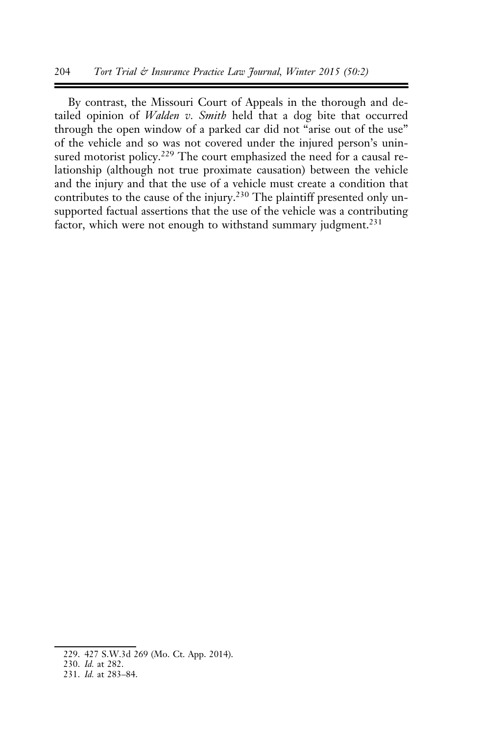By contrast, the Missouri Court of Appeals in the thorough and detailed opinion of *Walden v. Smith* held that a dog bite that occurred through the open window of a parked car did not "arise out of the use" of the vehicle and so was not covered under the injured person's uninsured motorist policy.[229] The court emphasized the need for a causal relationship (although not true proximate causation) between the vehicle and the injury and that the use of a vehicle must create a condition that contributes to the cause of the injury.[230] The plaintiff presented only unsupported factual assertions that the use of the vehicle was a contributing factor, which were not enough to withstand summary judgment.[231]

---

229. 427 S.W.3d 269 (Mo. Ct. App. 2014).

230. *Id.* at 282.

231. *Id.* at 283–84.